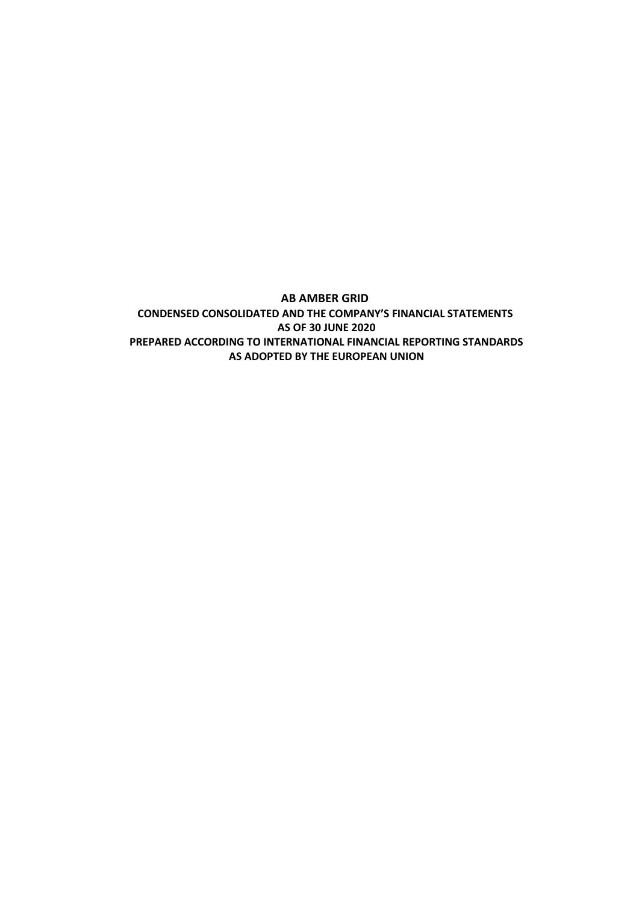# AB AMBER GRID

**CONDENSED CONSOLIDATED AND THE COMPANY'S FINANCIAL STATEMENTS**
**AS OF 30 JUNE 2020**
**PREPARED ACCORDING TO INTERNATIONAL FINANCIAL REPORTING STANDARDS**
**AS ADOPTED BY THE EUROPEAN UNION**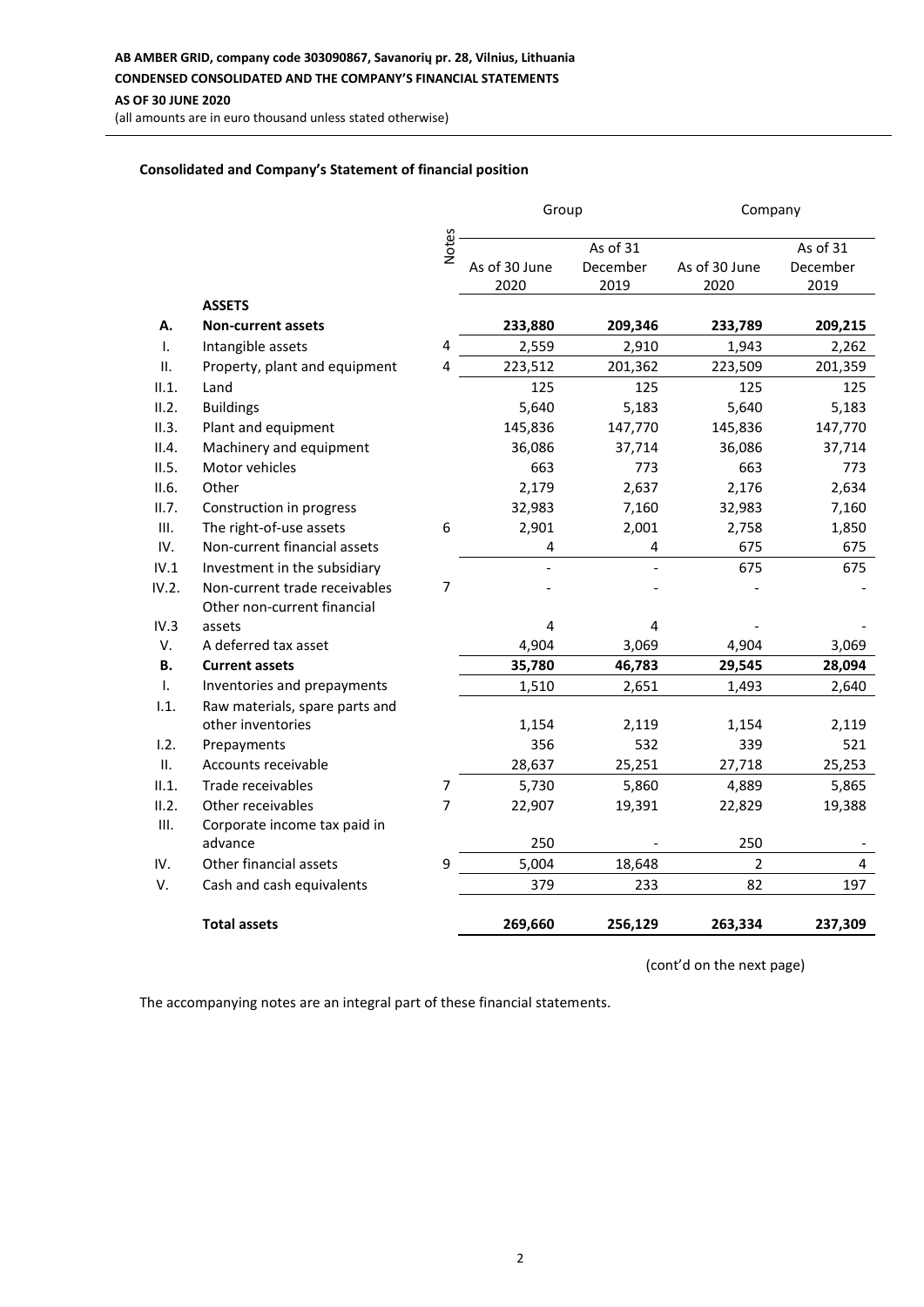**AB AMBER GRID, company code 303090867, Savanorių pr. 28, Vilnius, Lithuania**

**CONDENSED CONSOLIDATED AND THE COMPANY'S FINANCIAL STATEMENTS**

**AS OF 30 JUNE 2020**

(all amounts are in euro thousand unless stated otherwise)

### Consolidated and Company's Statement of financial position

| | | Notes | Group | | Company | |
|---|---|---|---|---|---|---|
| | | | As of 30 June 2020 | As of 31 December 2019 | As of 30 June 2020 | As of 31 December 2019 |
| | **ASSETS** | | | | | |
| **A.** | **Non-current assets** | | **233,880** | **209,346** | **233,789** | **209,215** |
| I. | Intangible assets | 4 | 2,559 | 2,910 | 1,943 | 2,262 |
| II. | Property, plant and equipment | 4 | 223,512 | 201,362 | 223,509 | 201,359 |
| II.1. | Land | | 125 | 125 | 125 | 125 |
| II.2. | Buildings | | 5,640 | 5,183 | 5,640 | 5,183 |
| II.3. | Plant and equipment | | 145,836 | 147,770 | 145,836 | 147,770 |
| II.4. | Machinery and equipment | | 36,086 | 37,714 | 36,086 | 37,714 |
| II.5. | Motor vehicles | | 663 | 773 | 663 | 773 |
| II.6. | Other | | 2,179 | 2,637 | 2,176 | 2,634 |
| II.7. | Construction in progress | | 32,983 | 7,160 | 32,983 | 7,160 |
| III. | The right-of-use assets | 6 | 2,901 | 2,001 | 2,758 | 1,850 |
| IV. | Non-current financial assets | | 4 | 4 | 675 | 675 |
| IV.1 | Investment in the subsidiary | | - | - | 675 | 675 |
| IV.2. | Non-current trade receivables | 7 | - | - | - | - |
| IV.3 | Other non-current financial assets | | 4 | 4 | - | - |
| V. | A deferred tax asset | | 4,904 | 3,069 | 4,904 | 3,069 |
| **B.** | **Current assets** | | **35,780** | **46,783** | **29,545** | **28,094** |
| I. | Inventories and prepayments | | 1,510 | 2,651 | 1,493 | 2,640 |
| I.1. | Raw materials, spare parts and other inventories | | 1,154 | 2,119 | 1,154 | 2,119 |
| I.2. | Prepayments | | 356 | 532 | 339 | 521 |
| II. | Accounts receivable | | 28,637 | 25,251 | 27,718 | 25,253 |
| II.1. | Trade receivables | 7 | 5,730 | 5,860 | 4,889 | 5,865 |
| II.2. | Other receivables | 7 | 22,907 | 19,391 | 22,829 | 19,388 |
| III. | Corporate income tax paid in advance | | 250 | - | 250 | - |
| IV. | Other financial assets | 9 | 5,004 | 18,648 | 2 | 4 |
| V. | Cash and cash equivalents | | 379 | 233 | 82 | 197 |
| | **Total assets** | | **269,660** | **256,129** | **263,334** | **237,309** |

(cont'd on the next page)

The accompanying notes are an integral part of these financial statements.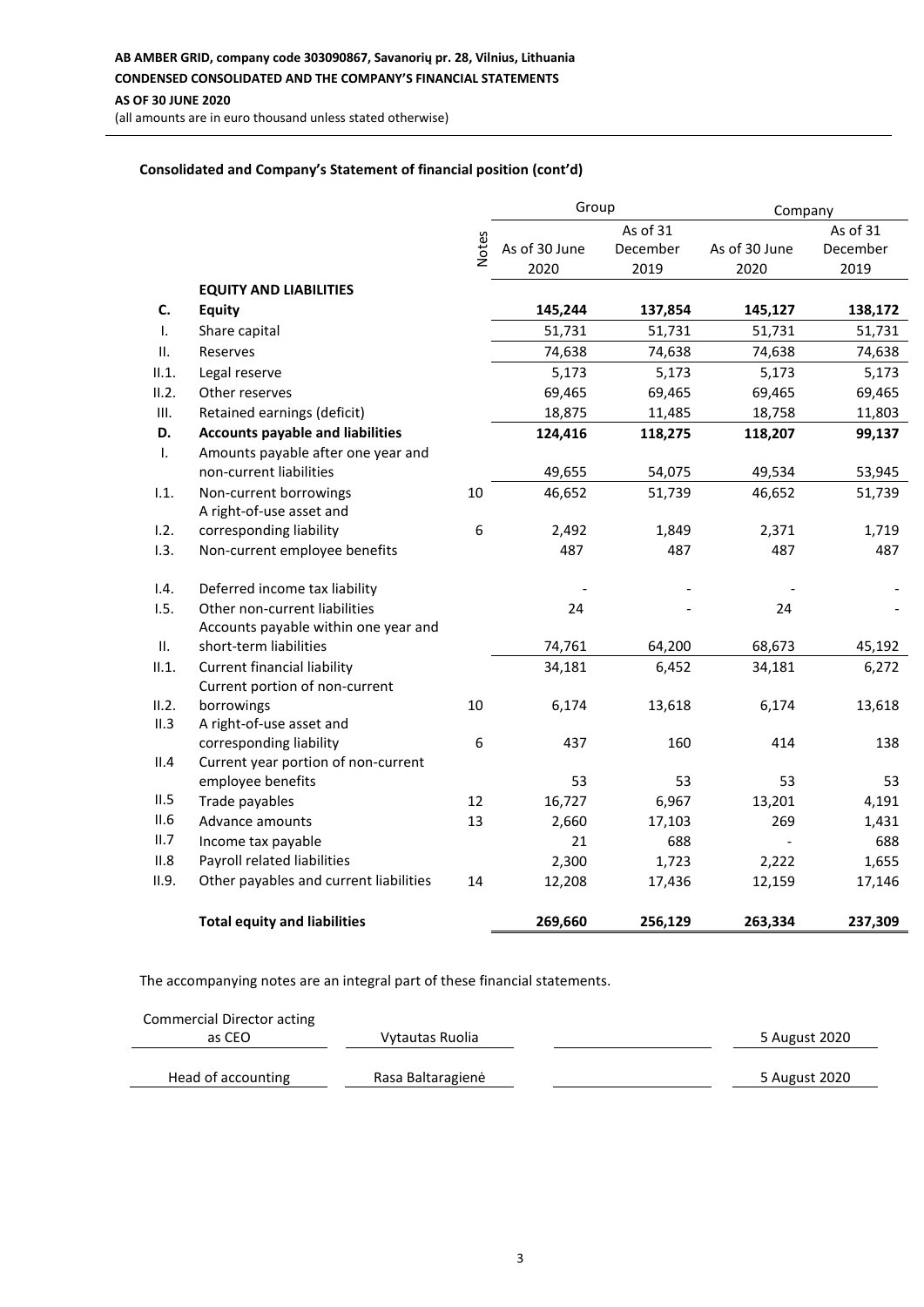AB AMBER GRID, company code 303090867, Savanorių pr. 28, Vilnius, Lithuania

CONDENSED CONSOLIDATED AND THE COMPANY'S FINANCIAL STATEMENTS

AS OF 30 JUNE 2020

(all amounts are in euro thousand unless stated otherwise)

### Consolidated and Company's Statement of financial position (cont'd)

| | | Notes | Group | | Company | |
|---|---|---|---|---|---|---|
| | | | As of 30 June 2020 | As of 31 December 2019 | As of 30 June 2020 | As of 31 December 2019 |
| | **EQUITY AND LIABILITIES** | | | | | |
| **C.** | **Equity** | | **145,244** | **137,854** | **145,127** | **138,172** |
| I. | Share capital | | 51,731 | 51,731 | 51,731 | 51,731 |
| II. | Reserves | | 74,638 | 74,638 | 74,638 | 74,638 |
| II.1. | Legal reserve | | 5,173 | 5,173 | 5,173 | 5,173 |
| II.2. | Other reserves | | 69,465 | 69,465 | 69,465 | 69,465 |
| III. | Retained earnings (deficit) | | 18,875 | 11,485 | 18,758 | 11,803 |
| **D.** | **Accounts payable and liabilities** | | **124,416** | **118,275** | **118,207** | **99,137** |
| I. | Amounts payable after one year and non-current liabilities | | 49,655 | 54,075 | 49,534 | 53,945 |
| I.1. | Non-current borrowings | 10 | 46,652 | 51,739 | 46,652 | 51,739 |
| I.2. | A right-of-use asset and corresponding liability | 6 | 2,492 | 1,849 | 2,371 | 1,719 |
| I.3. | Non-current employee benefits | | 487 | 487 | 487 | 487 |
| I.4. | Deferred income tax liability | | - | - | - | - |
| I.5. | Other non-current liabilities | | 24 | - | 24 | - |
| II. | Accounts payable within one year and short-term liabilities | | 74,761 | 64,200 | 68,673 | 45,192 |
| II.1. | Current financial liability | | 34,181 | 6,452 | 34,181 | 6,272 |
| II.2. | Current portion of non-current borrowings | 10 | 6,174 | 13,618 | 6,174 | 13,618 |
| II.3 | A right-of-use asset and corresponding liability | 6 | 437 | 160 | 414 | 138 |
| II.4 | Current year portion of non-current employee benefits | | 53 | 53 | 53 | 53 |
| II.5 | Trade payables | 12 | 16,727 | 6,967 | 13,201 | 4,191 |
| II.6 | Advance amounts | 13 | 2,660 | 17,103 | 269 | 1,431 |
| II.7 | Income tax payable | | 21 | 688 | - | 688 |
| II.8 | Payroll related liabilities | | 2,300 | 1,723 | 2,222 | 1,655 |
| II.9. | Other payables and current liabilities | 14 | 12,208 | 17,436 | 12,159 | 17,146 |
| | **Total equity and liabilities** | | **269,660** | **256,129** | **263,334** | **237,309** |

The accompanying notes are an integral part of these financial statements.

| | | | |
|---|---|---|---|
| Commercial Director acting as CEO | Vytautas Ruolia | | 5 August 2020 |
| Head of accounting | Rasa Baltaragienė | | 5 August 2020 |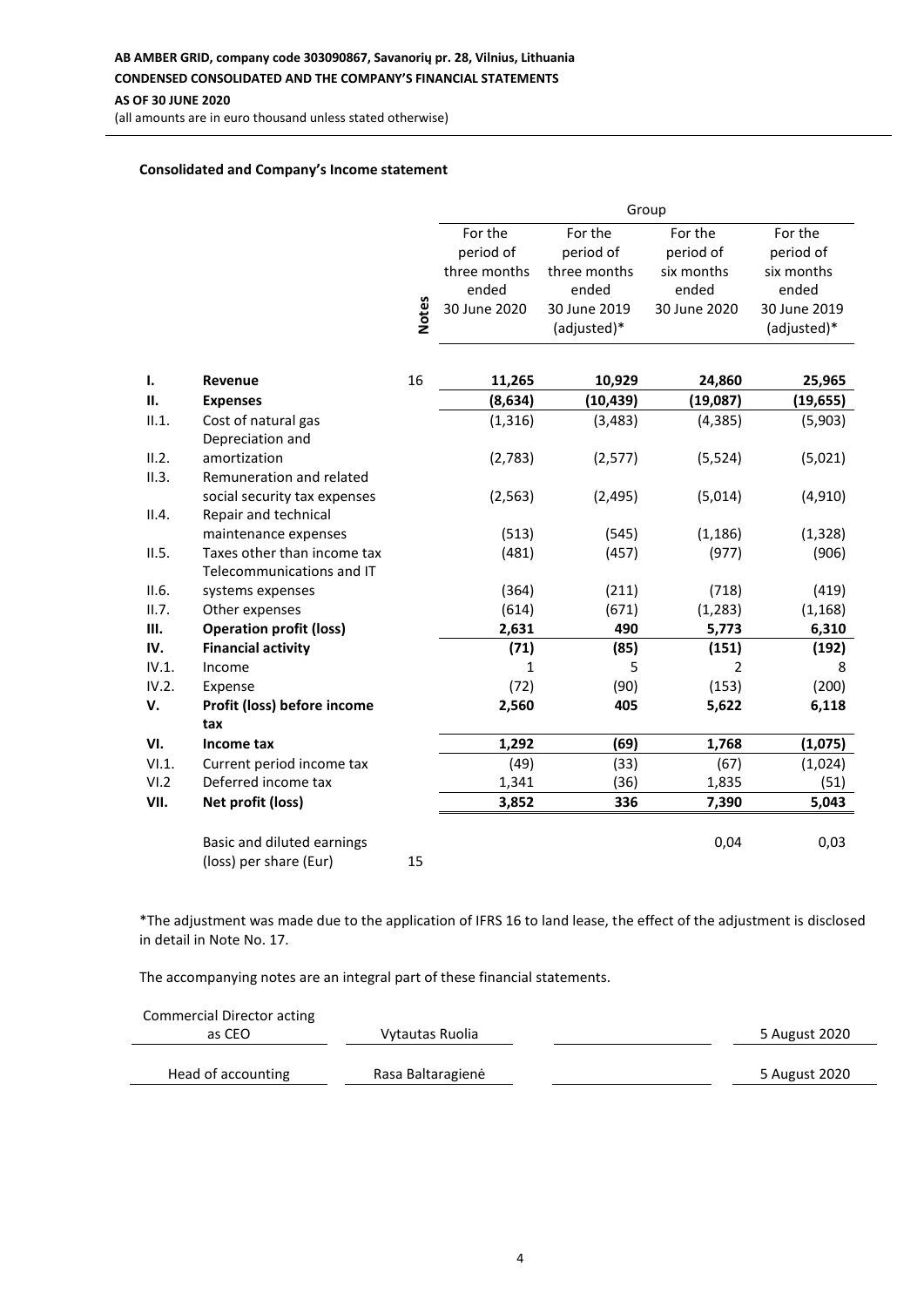**AB AMBER GRID, company code 303090867, Savanorių pr. 28, Vilnius, Lithuania**
**CONDENSED CONSOLIDATED AND THE COMPANY'S FINANCIAL STATEMENTS**
**AS OF 30 JUNE 2020**
(all amounts are in euro thousand unless stated otherwise)

**Consolidated and Company's Income statement**

| | | Notes | Group | | | |
|---|---|---|---|---|---|---|
| | | | For the period of three months ended 30 June 2020 | For the period of three months ended 30 June 2019 (adjusted)* | For the period of six months ended 30 June 2020 | For the period of six months ended 30 June 2019 (adjusted)* |
| **I.** | **Revenue** | 16 | **11,265** | **10,929** | **24,860** | **25,965** |
| **II.** | **Expenses** | | **(8,634)** | **(10,439)** | **(19,087)** | **(19,655)** |
| II.1. | Cost of natural gas | | (1,316) | (3,483) | (4,385) | (5,903) |
| II.2. | Depreciation and amortization | | (2,783) | (2,577) | (5,524) | (5,021) |
| II.3. | Remuneration and related social security tax expenses | | (2,563) | (2,495) | (5,014) | (4,910) |
| II.4. | Repair and technical maintenance expenses | | (513) | (545) | (1,186) | (1,328) |
| II.5. | Taxes other than income tax | | (481) | (457) | (977) | (906) |
| II.6. | Telecommunications and IT systems expenses | | (364) | (211) | (718) | (419) |
| II.7. | Other expenses | | (614) | (671) | (1,283) | (1,168) |
| **III.** | **Operation profit (loss)** | | **2,631** | **490** | **5,773** | **6,310** |
| **IV.** | **Financial activity** | | **(71)** | **(85)** | **(151)** | **(192)** |
| IV.1. | Income | | 1 | 5 | 2 | 8 |
| IV.2. | Expense | | (72) | (90) | (153) | (200) |
| **V.** | **Profit (loss) before income tax** | | **2,560** | **405** | **5,622** | **6,118** |
| **VI.** | **Income tax** | | **1,292** | **(69)** | **1,768** | **(1,075)** |
| VI.1. | Current period income tax | | (49) | (33) | (67) | (1,024) |
| VI.2 | Deferred income tax | | 1,341 | (36) | 1,835 | (51) |
| **VII.** | **Net profit (loss)** | | **3,852** | **336** | **7,390** | **5,043** |
| | Basic and diluted earnings (loss) per share (Eur) | 15 | | | 0,04 | 0,03 |

*The adjustment was made due to the application of IFRS 16 to land lease, the effect of the adjustment is disclosed in detail in Note No. 17.

The accompanying notes are an integral part of these financial statements.

| | | | |
|---|---|---|---|
| Commercial Director acting as CEO | Vytautas Ruolia | | 5 August 2020 |
| Head of accounting | Rasa Baltaragienė | | 5 August 2020 |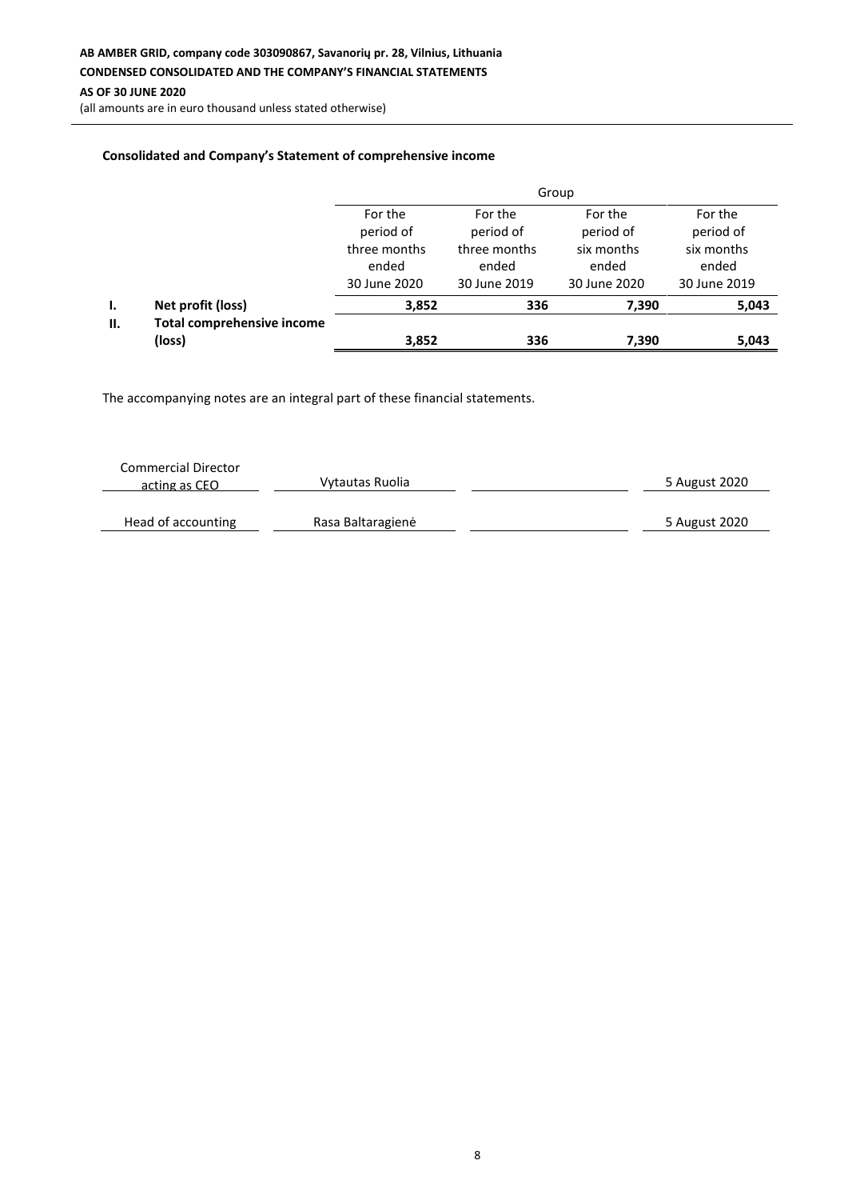### Consolidated and Company's Statement of comprehensive income

| | | Group | | | |
|---|---|---|---|---|---|
| | | For the period of three months ended 30 June 2020 | For the period of three months ended 30 June 2019 | For the period of six months ended 30 June 2020 | For the period of six months ended 30 June 2019 |
| **I.** | **Net profit (loss)** | **3,852** | **336** | **7,390** | **5,043** |
| **II.** | **Total comprehensive income (loss)** | **3,852** | **336** | **7,390** | **5,043** |

The accompanying notes are an integral part of these financial statements.

| | | | |
|---|---|---|---|
| Commercial Director acting as CEO | Vytautas Ruolia | | 5 August 2020 |
| Head of accounting | Rasa Baltaragienė | | 5 August 2020 |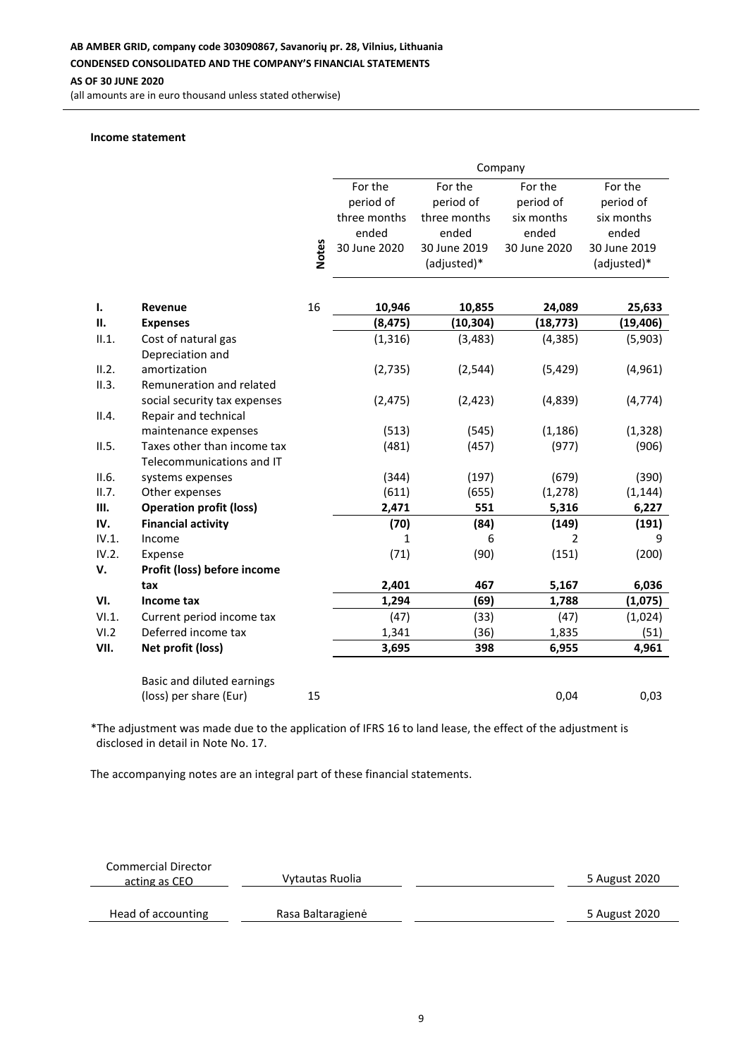AB AMBER GRID, company code 303090867, Savanorių pr. 28, Vilnius, Lithuania
CONDENSED CONSOLIDATED AND THE COMPANY'S FINANCIAL STATEMENTS
AS OF 30 JUNE 2020
(all amounts are in euro thousand unless stated otherwise)

**Income statement**

| | | Notes | Company | | | |
|---|---|---|---|---|---|---|
| | | | For the period of three months ended 30 June 2020 | For the period of three months ended 30 June 2019 (adjusted)* | For the period of six months ended 30 June 2020 | For the period of six months ended 30 June 2019 (adjusted)* |
| **I.** | **Revenue** | 16 | **10,946** | **10,855** | **24,089** | **25,633** |
| **II.** | **Expenses** | | **(8,475)** | **(10,304)** | **(18,773)** | **(19,406)** |
| II.1. | Cost of natural gas | | (1,316) | (3,483) | (4,385) | (5,903) |
| II.2. | Depreciation and amortization | | (2,735) | (2,544) | (5,429) | (4,961) |
| II.3. | Remuneration and related social security tax expenses | | (2,475) | (2,423) | (4,839) | (4,774) |
| II.4. | Repair and technical maintenance expenses | | (513) | (545) | (1,186) | (1,328) |
| II.5. | Taxes other than income tax | | (481) | (457) | (977) | (906) |
| II.6. | Telecommunications and IT systems expenses | | (344) | (197) | (679) | (390) |
| II.7. | Other expenses | | (611) | (655) | (1,278) | (1,144) |
| **III.** | **Operation profit (loss)** | | **2,471** | **551** | **5,316** | **6,227** |
| **IV.** | **Financial activity** | | **(70)** | **(84)** | **(149)** | **(191)** |
| IV.1. | Income | | 1 | 6 | 2 | 9 |
| IV.2. | Expense | | (71) | (90) | (151) | (200) |
| **V.** | **Profit (loss) before income tax** | | **2,401** | **467** | **5,167** | **6,036** |
| **VI.** | **Income tax** | | **1,294** | **(69)** | **1,788** | **(1,075)** |
| VI.1. | Current period income tax | | (47) | (33) | (47) | (1,024) |
| VI.2 | Deferred income tax | | 1,341 | (36) | 1,835 | (51) |
| **VII.** | **Net profit (loss)** | | **3,695** | **398** | **6,955** | **4,961** |
| | Basic and diluted earnings (loss) per share (Eur) | 15 | | | 0,04 | 0,03 |

*The adjustment was made due to the application of IFRS 16 to land lease, the effect of the adjustment is disclosed in detail in Note No. 17.

The accompanying notes are an integral part of these financial statements.

| | | | |
|---|---|---|---|
| Commercial Director acting as CEO | Vytautas Ruolia | | 5 August 2020 |
| Head of accounting | Rasa Baltaragienė | | 5 August 2020 |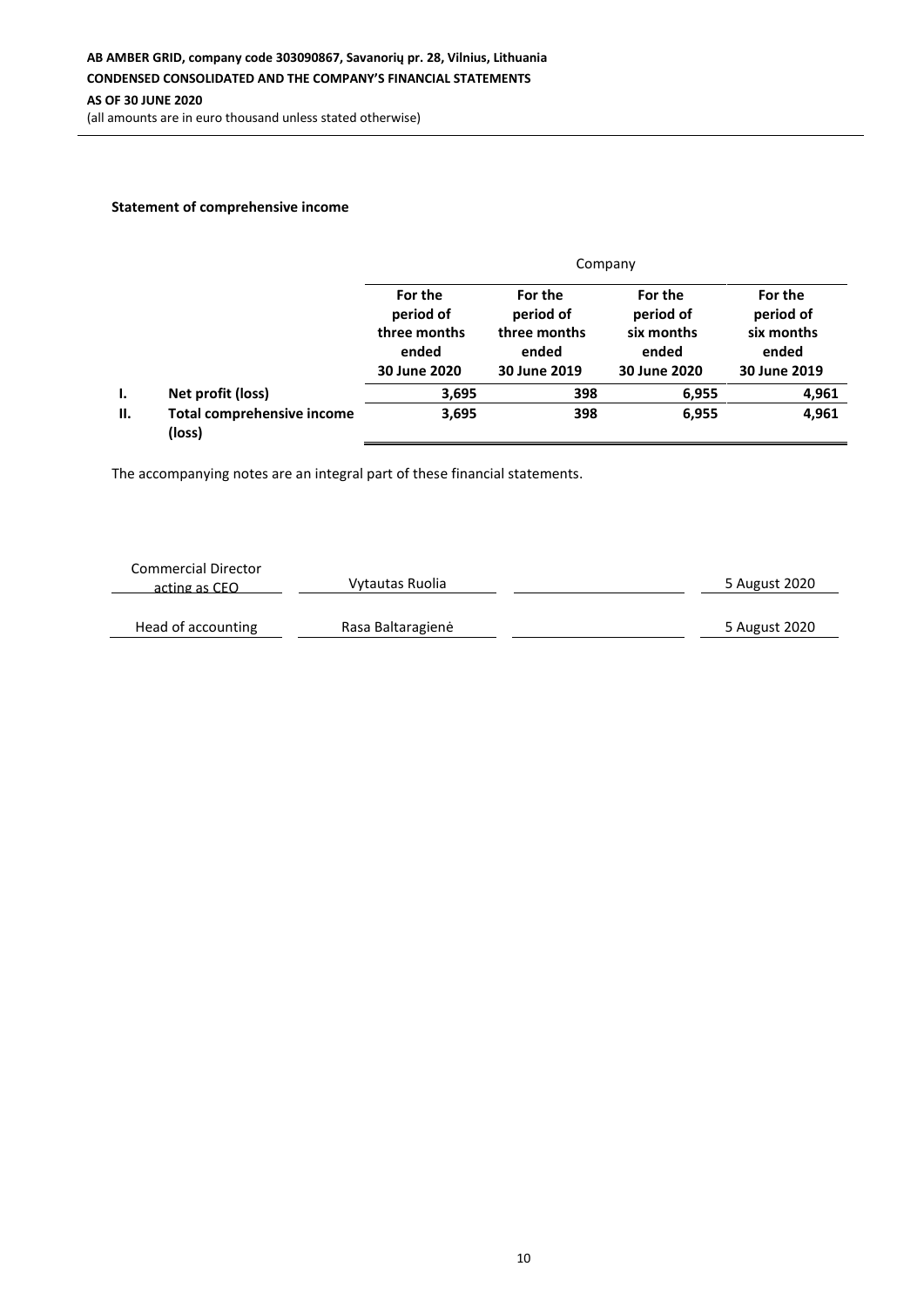**Statement of comprehensive income**

| | | Company | | | |
|---|---|---|---|---|---|
| | | For the period of three months ended 30 June 2020 | For the period of three months ended 30 June 2019 | For the period of six months ended 30 June 2020 | For the period of six months ended 30 June 2019 |
| **I.** | **Net profit (loss)** | **3,695** | **398** | **6,955** | **4,961** |
| **II.** | **Total comprehensive income (loss)** | **3,695** | **398** | **6,955** | **4,961** |

The accompanying notes are an integral part of these financial statements.

| | | | |
|---|---|---|---|
| Commercial Director acting as CEO | Vytautas Ruolia | | 5 August 2020 |
| Head of accounting | Rasa Baltaragienė | | 5 August 2020 |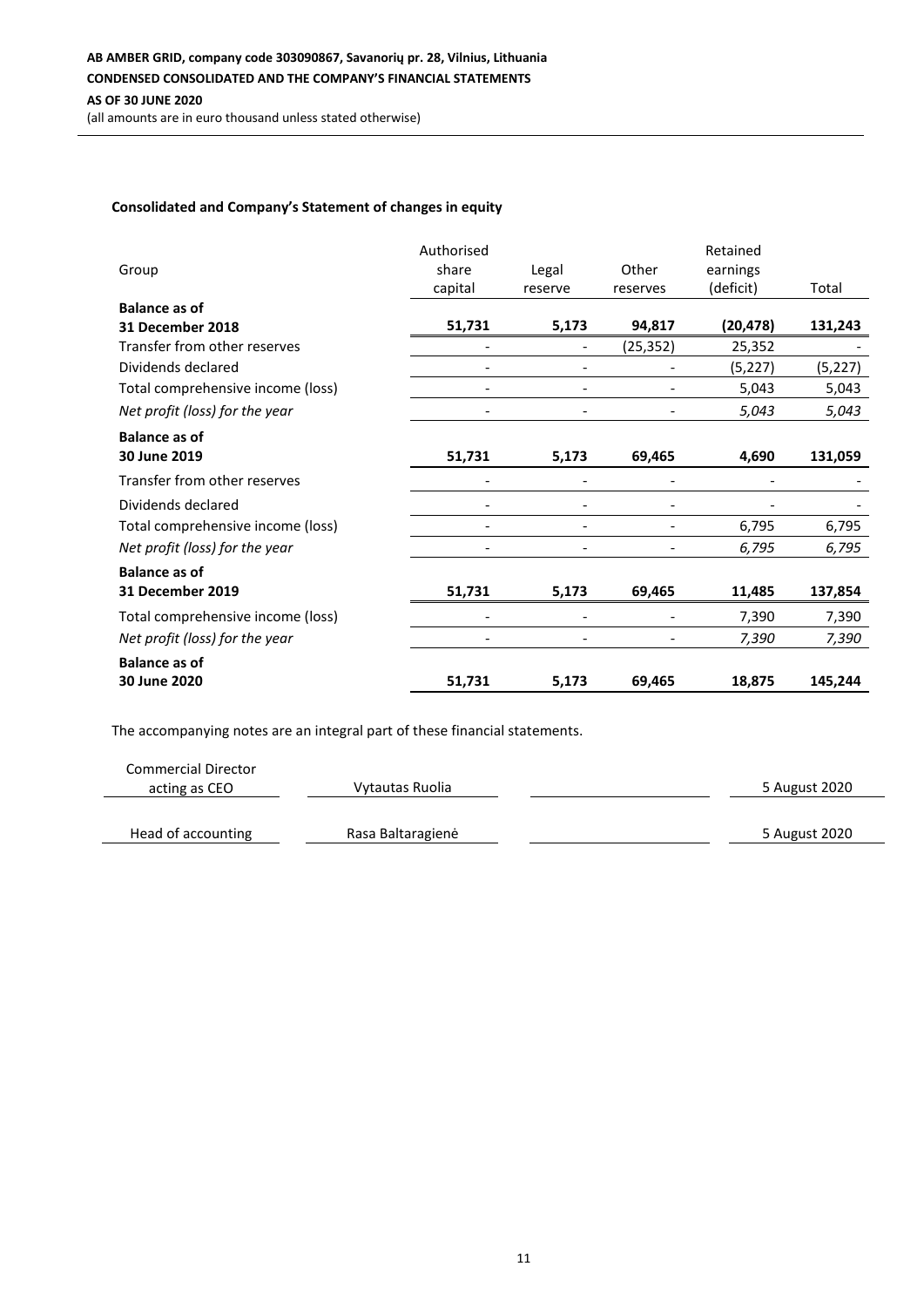AB AMBER GRID, company code 303090867, Savanorių pr. 28, Vilnius, Lithuania
CONDENSED CONSOLIDATED AND THE COMPANY'S FINANCIAL STATEMENTS
AS OF 30 JUNE 2020
(all amounts are in euro thousand unless stated otherwise)

### Consolidated and Company's Statement of changes in equity

| Group | Authorised share capital | Legal reserve | Other reserves | Retained earnings (deficit) | Total |
|---|---|---|---|---|---|
| **Balance as of 31 December 2018** | **51,731** | **5,173** | **94,817** | **(20,478)** | **131,243** |
| Transfer from other reserves | - | - | (25,352) | 25,352 | - |
| Dividends declared | - | - | - | (5,227) | (5,227) |
| Total comprehensive income (loss) | - | - | - | 5,043 | 5,043 |
| *Net profit (loss) for the year* | - | - | - | *5,043* | *5,043* |
| **Balance as of 30 June 2019** | **51,731** | **5,173** | **69,465** | **4,690** | **131,059** |
| Transfer from other reserves | - | - | - | - | - |
| Dividends declared | - | - | - | - | - |
| Total comprehensive income (loss) | - | - | - | 6,795 | 6,795 |
| *Net profit (loss) for the year* | - | - | - | *6,795* | *6,795* |
| **Balance as of 31 December 2019** | **51,731** | **5,173** | **69,465** | **11,485** | **137,854** |
| Total comprehensive income (loss) | - | - | - | 7,390 | 7,390 |
| *Net profit (loss) for the year* | - | - | - | *7,390* | *7,390* |
| **Balance as of 30 June 2020** | **51,731** | **5,173** | **69,465** | **18,875** | **145,244** |

The accompanying notes are an integral part of these financial statements.

| Commercial Director acting as CEO | Vytautas Ruolia | | 5 August 2020 |
|---|---|---|---|
| Head of accounting | Rasa Baltaragienė | | 5 August 2020 |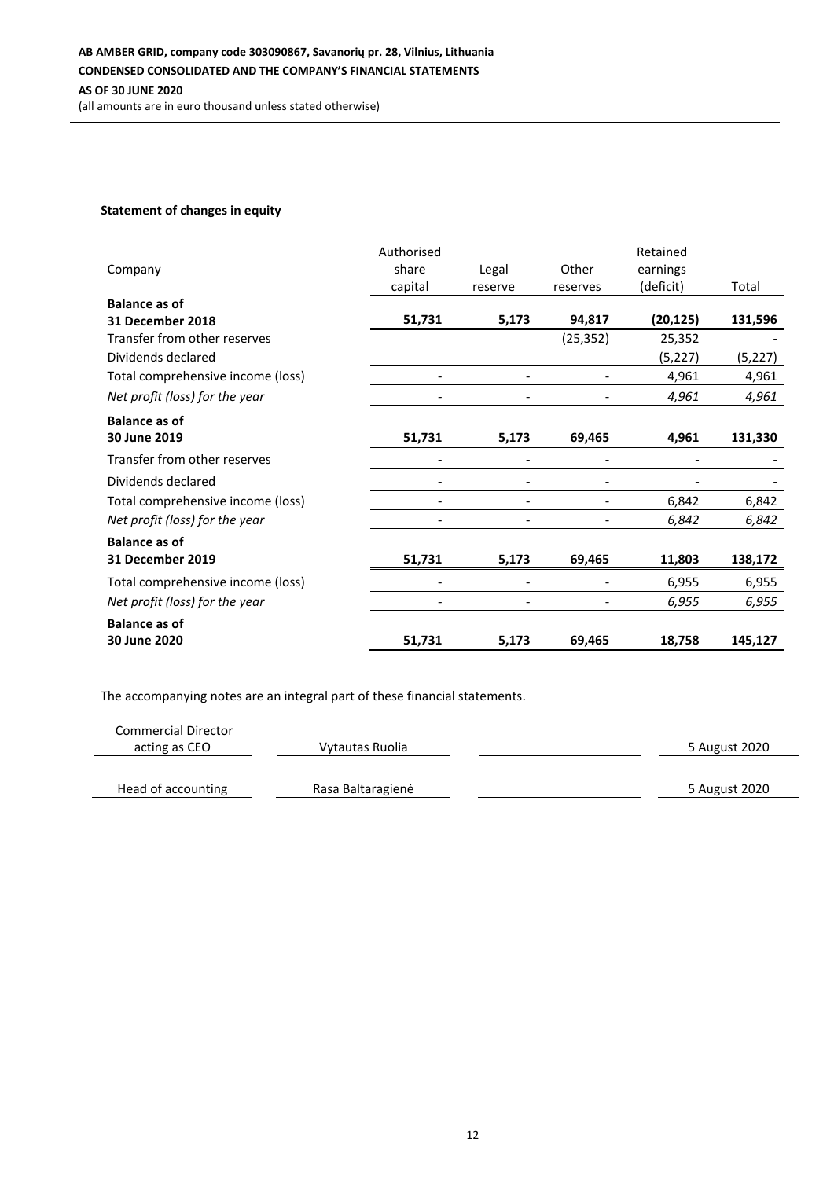### Statement of changes in equity

| Company | Authorised share capital | Legal reserve | Other reserves | Retained earnings (deficit) | Total |
|---|---|---|---|---|---|
| **Balance as of 31 December 2018** | **51,731** | **5,173** | **94,817** | **(20,125)** | **131,596** |
| Transfer from other reserves | | | (25,352) | 25,352 | - |
| Dividends declared | | | | (5,227) | (5,227) |
| Total comprehensive income (loss) | - | - | - | 4,961 | 4,961 |
| *Net profit (loss) for the year* | - | - | - | *4,961* | *4,961* |
| **Balance as of 30 June 2019** | **51,731** | **5,173** | **69,465** | **4,961** | **131,330** |
| Transfer from other reserves | - | - | - | - | - |
| Dividends declared | - | - | - | - | - |
| Total comprehensive income (loss) | - | - | - | 6,842 | 6,842 |
| *Net profit (loss) for the year* | - | - | - | *6,842* | *6,842* |
| **Balance as of 31 December 2019** | **51,731** | **5,173** | **69,465** | **11,803** | **138,172** |
| Total comprehensive income (loss) | - | - | - | 6,955 | 6,955 |
| *Net profit (loss) for the year* | - | - | - | *6,955* | *6,955* |
| **Balance as of 30 June 2020** | **51,731** | **5,173** | **69,465** | **18,758** | **145,127** |

The accompanying notes are an integral part of these financial statements.

| | | | |
|---|---|---|---|
| Commercial Director acting as CEO | Vytautas Ruolia | | 5 August 2020 |
| Head of accounting | Rasa Baltaragienė | | 5 August 2020 |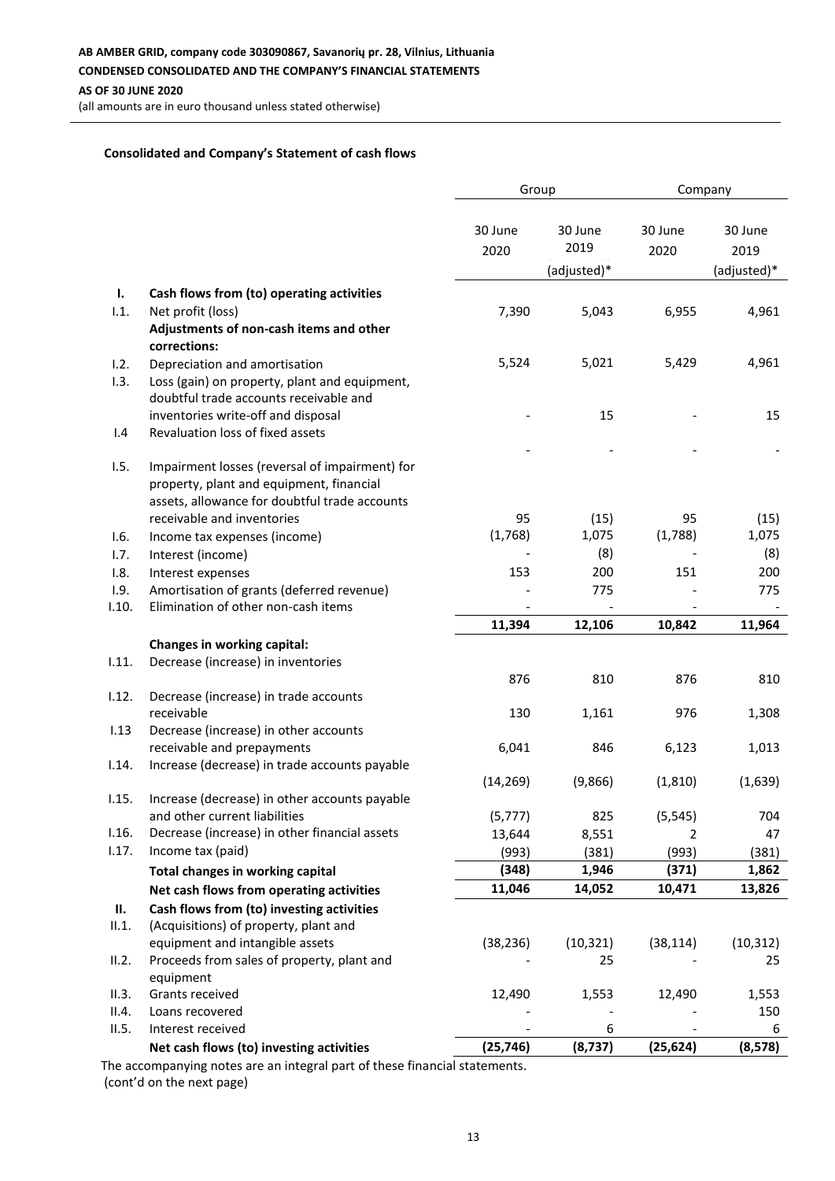### Consolidated and Company's Statement of cash flows

| | | Group | | Company | |
|---|---|---|---|---|---|
| | | 30 June 2020 | 30 June 2019 (adjusted)* | 30 June 2020 | 30 June 2019 (adjusted)* |
| **I.** | **Cash flows from (to) operating activities** | | | | |
| I.1. | Net profit (loss) | 7,390 | 5,043 | 6,955 | 4,961 |
| | **Adjustments of non-cash items and other corrections:** | | | | |
| I.2. | Depreciation and amortisation | 5,524 | 5,021 | 5,429 | 4,961 |
| I.3. | Loss (gain) on property, plant and equipment, doubtful trade accounts receivable and inventories write-off and disposal | - | 15 | - | 15 |
| I.4 | Revaluation loss of fixed assets | - | - | - | - |
| I.5. | Impairment losses (reversal of impairment) for property, plant and equipment, financial assets, allowance for doubtful trade accounts receivable and inventories | 95 | (15) | 95 | (15) |
| I.6. | Income tax expenses (income) | (1,768) | 1,075 | (1,788) | 1,075 |
| I.7. | Interest (income) | - | (8) | - | (8) |
| I.8. | Interest expenses | 153 | 200 | 151 | 200 |
| I.9. | Amortisation of grants (deferred revenue) | - | 775 | - | 775 |
| I.10. | Elimination of other non-cash items | - | - | - | - |
| | | **11,394** | **12,106** | **10,842** | **11,964** |
| | **Changes in working capital:** | | | | |
| I.11. | Decrease (increase) in inventories | 876 | 810 | 876 | 810 |
| I.12. | Decrease (increase) in trade accounts receivable | 130 | 1,161 | 976 | 1,308 |
| I.13 | Decrease (increase) in other accounts receivable and prepayments | 6,041 | 846 | 6,123 | 1,013 |
| I.14. | Increase (decrease) in trade accounts payable | (14,269) | (9,866) | (1,810) | (1,639) |
| I.15. | Increase (decrease) in other accounts payable and other current liabilities | (5,777) | 825 | (5,545) | 704 |
| I.16. | Decrease (increase) in other financial assets | 13,644 | 8,551 | 2 | 47 |
| I.17. | Income tax (paid) | (993) | (381) | (993) | (381) |
| | **Total changes in working capital** | **(348)** | **1,946** | **(371)** | **1,862** |
| | **Net cash flows from operating activities** | **11,046** | **14,052** | **10,471** | **13,826** |
| **II.** | **Cash flows from (to) investing activities** | | | | |
| II.1. | (Acquisitions) of property, plant and equipment and intangible assets | (38,236) | (10,321) | (38,114) | (10,312) |
| II.2. | Proceeds from sales of property, plant and equipment | - | 25 | - | 25 |
| II.3. | Grants received | 12,490 | 1,553 | 12,490 | 1,553 |
| II.4. | Loans recovered | - | - | - | 150 |
| II.5. | Interest received | - | 6 | - | 6 |
| | **Net cash flows (to) investing activities** | **(25,746)** | **(8,737)** | **(25,624)** | **(8,578)** |

The accompanying notes are an integral part of these financial statements.
(cont'd on the next page)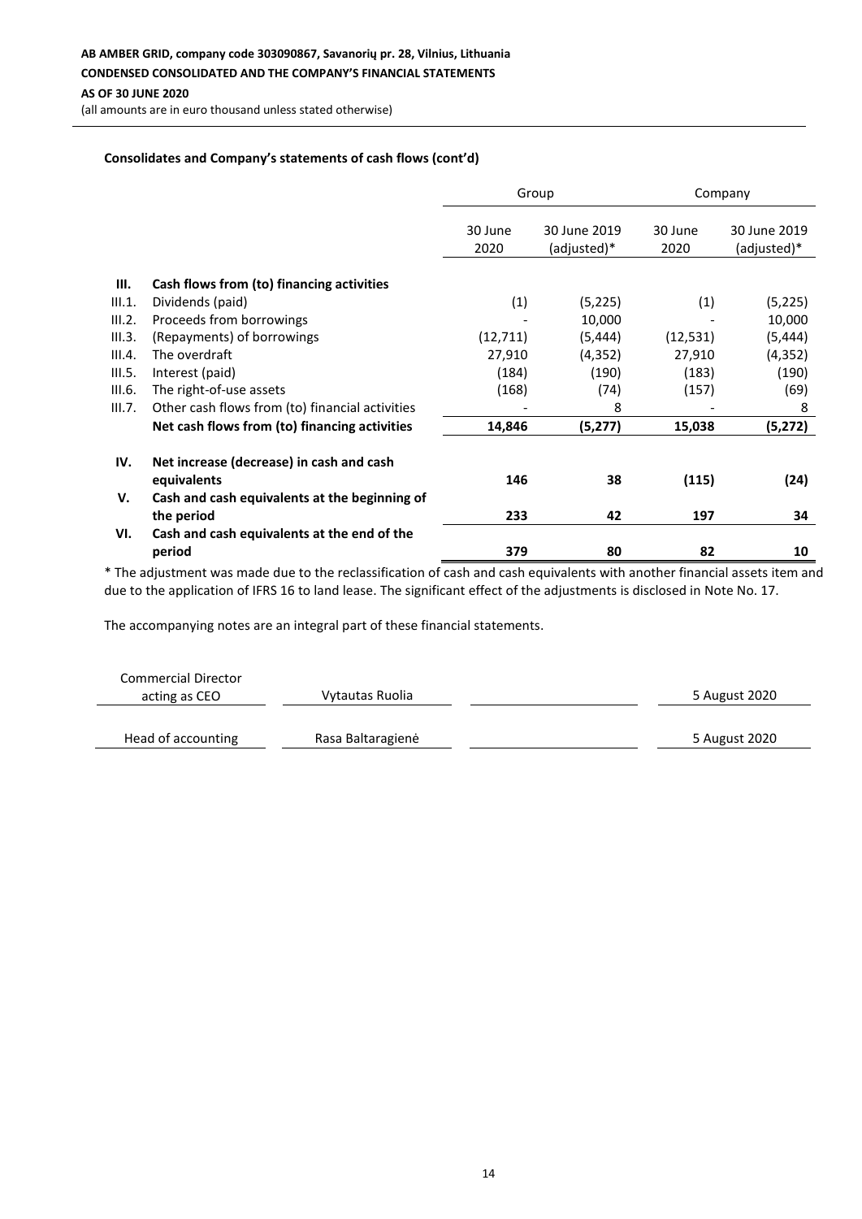**Consolidates and Company's statements of cash flows (cont'd)**

| | | Group | | Company | |
|---|---|---|---|---|---|
| | | 30 June 2020 | 30 June 2019 (adjusted)* | 30 June 2020 | 30 June 2019 (adjusted)* |
| **III.** | **Cash flows from (to) financing activities** | | | | |
| III.1. | Dividends (paid) | (1) | (5,225) | (1) | (5,225) |
| III.2. | Proceeds from borrowings | - | 10,000 | - | 10,000 |
| III.3. | (Repayments) of borrowings | (12,711) | (5,444) | (12,531) | (5,444) |
| III.4. | The overdraft | 27,910 | (4,352) | 27,910 | (4,352) |
| III.5. | Interest (paid) | (184) | (190) | (183) | (190) |
| III.6. | The right-of-use assets | (168) | (74) | (157) | (69) |
| III.7. | Other cash flows from (to) financial activities | - | 8 | - | 8 |
| | **Net cash flows from (to) financing activities** | **14,846** | **(5,277)** | **15,038** | **(5,272)** |
| **IV.** | **Net increase (decrease) in cash and cash equivalents** | **146** | **38** | **(115)** | **(24)** |
| **V.** | **Cash and cash equivalents at the beginning of the period** | **233** | **42** | **197** | **34** |
| **VI.** | **Cash and cash equivalents at the end of the period** | **379** | **80** | **82** | **10** |

* The adjustment was made due to the reclassification of cash and cash equivalents with another financial assets item and due to the application of IFRS 16 to land lease. The significant effect of the adjustments is disclosed in Note No. 17.

The accompanying notes are an integral part of these financial statements.

| | | | |
|---|---|---|---|
| Commercial Director acting as CEO | Vytautas Ruolia | | 5 August 2020 |
| Head of accounting | Rasa Baltaragienė | | 5 August 2020 |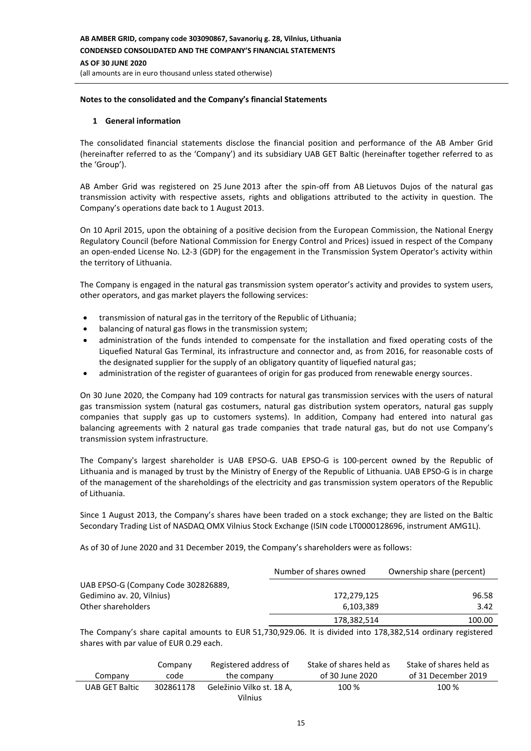## Notes to the consolidated and the Company's financial Statements

### 1 General information

The consolidated financial statements disclose the financial position and performance of the AB Amber Grid (hereinafter referred to as the 'Company') and its subsidiary UAB GET Baltic (hereinafter together referred to as the 'Group').

AB Amber Grid was registered on 25 June 2013 after the spin-off from AB Lietuvos Dujos of the natural gas transmission activity with respective assets, rights and obligations attributed to the activity in question. The Company's operations date back to 1 August 2013.

On 10 April 2015, upon the obtaining of a positive decision from the European Commission, the National Energy Regulatory Council (before National Commission for Energy Control and Prices) issued in respect of the Company an open-ended License No. L2-3 (GDP) for the engagement in the Transmission System Operator's activity within the territory of Lithuania.

The Company is engaged in the natural gas transmission system operator's activity and provides to system users, other operators, and gas market players the following services:

- transmission of natural gas in the territory of the Republic of Lithuania;
- balancing of natural gas flows in the transmission system;
- administration of the funds intended to compensate for the installation and fixed operating costs of the Liquefied Natural Gas Terminal, its infrastructure and connector and, as from 2016, for reasonable costs of the designated supplier for the supply of an obligatory quantity of liquefied natural gas;
- administration of the register of guarantees of origin for gas produced from renewable energy sources.

On 30 June 2020, the Company had 109 contracts for natural gas transmission services with the users of natural gas transmission system (natural gas costumers, natural gas distribution system operators, natural gas supply companies that supply gas up to customers systems). In addition, Company had entered into natural gas balancing agreements with 2 natural gas trade companies that trade natural gas, but do not use Company's transmission system infrastructure.

The Company's largest shareholder is UAB EPSO-G. UAB EPSO-G is 100-percent owned by the Republic of Lithuania and is managed by trust by the Ministry of Energy of the Republic of Lithuania. UAB EPSO-G is in charge of the management of the shareholdings of the electricity and gas transmission system operators of the Republic of Lithuania.

Since 1 August 2013, the Company's shares have been traded on a stock exchange; they are listed on the Baltic Secondary Trading List of NASDAQ OMX Vilnius Stock Exchange (ISIN code LT0000128696, instrument AMG1L).

As of 30 of June 2020 and 31 December 2019, the Company's shareholders were as follows:

| | Number of shares owned | Ownership share (percent) |
|---|---|---|
| UAB EPSO-G (Company Code 302826889, Gedimino av. 20, Vilnius) | 172,279,125 | 96.58 |
| Other shareholders | 6,103,389 | 3.42 |
| | 178,382,514 | 100.00 |

The Company's share capital amounts to EUR 51,730,929.06. It is divided into 178,382,514 ordinary registered shares with par value of EUR 0.29 each.

| Company | Company code | Registered address of the company | Stake of shares held as of 30 June 2020 | Stake of shares held as of 31 December 2019 |
|---|---|---|---|---|
| UAB GET Baltic | 302861178 | Geležinio Vilko st. 18 A, Vilnius | 100 % | 100 % |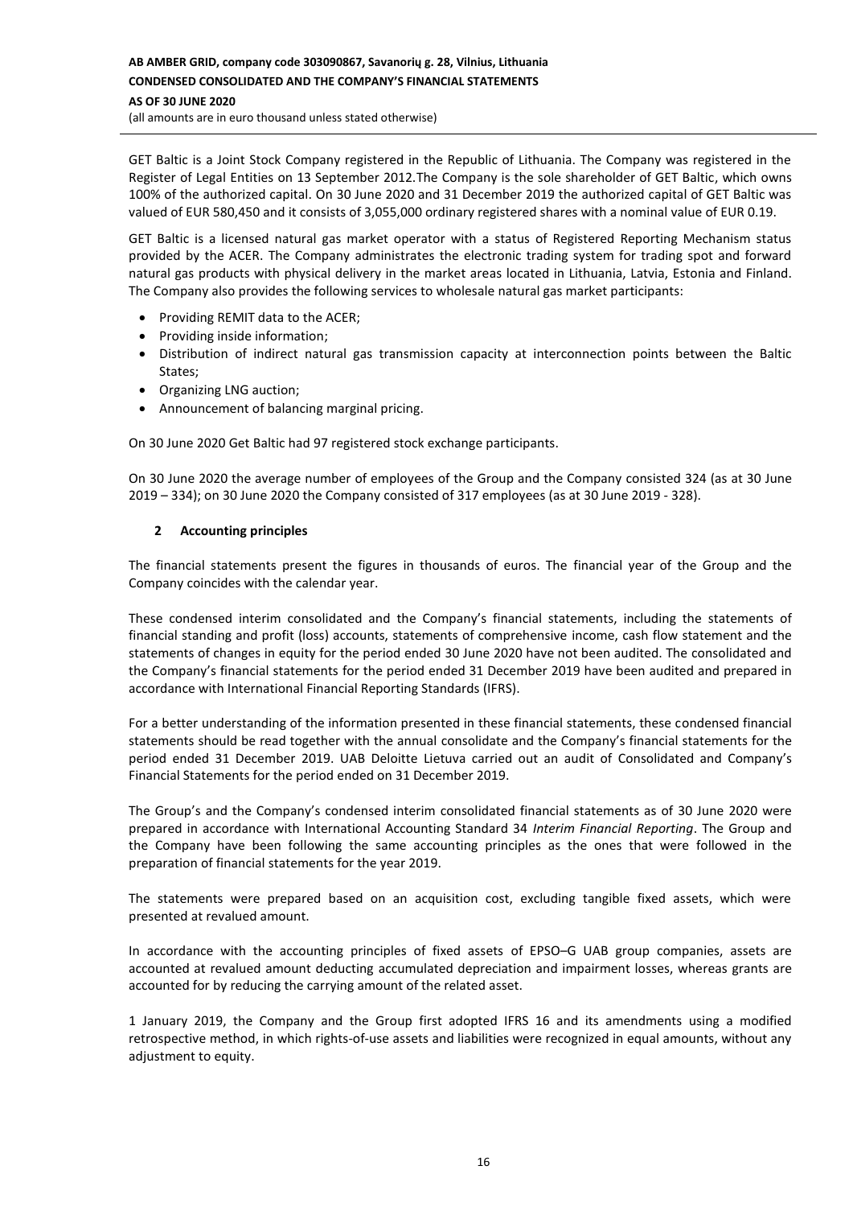GET Baltic is a Joint Stock Company registered in the Republic of Lithuania. The Company was registered in the Register of Legal Entities on 13 September 2012.The Company is the sole shareholder of GET Baltic, which owns 100% of the authorized capital. On 30 June 2020 and 31 December 2019 the authorized capital of GET Baltic was valued of EUR 580,450 and it consists of 3,055,000 ordinary registered shares with a nominal value of EUR 0.19.

GET Baltic is a licensed natural gas market operator with a status of Registered Reporting Mechanism status provided by the ACER. The Company administrates the electronic trading system for trading spot and forward natural gas products with physical delivery in the market areas located in Lithuania, Latvia, Estonia and Finland. The Company also provides the following services to wholesale natural gas market participants:

- Providing REMIT data to the ACER;
- Providing inside information;
- Distribution of indirect natural gas transmission capacity at interconnection points between the Baltic States;
- Organizing LNG auction;
- Announcement of balancing marginal pricing.

On 30 June 2020 Get Baltic had 97 registered stock exchange participants.

On 30 June 2020 the average number of employees of the Group and the Company consisted 324 (as at 30 June 2019 – 334); on 30 June 2020 the Company consisted of 317 employees (as at 30 June 2019 - 328).

## 2 Accounting principles

The financial statements present the figures in thousands of euros. The financial year of the Group and the Company coincides with the calendar year.

These condensed interim consolidated and the Company's financial statements, including the statements of financial standing and profit (loss) accounts, statements of comprehensive income, cash flow statement and the statements of changes in equity for the period ended 30 June 2020 have not been audited. The consolidated and the Company's financial statements for the period ended 31 December 2019 have been audited and prepared in accordance with International Financial Reporting Standards (IFRS).

For a better understanding of the information presented in these financial statements, these condensed financial statements should be read together with the annual consolidate and the Company's financial statements for the period ended 31 December 2019. UAB Deloitte Lietuva carried out an audit of Consolidated and Company's Financial Statements for the period ended on 31 December 2019.

The Group's and the Company's condensed interim consolidated financial statements as of 30 June 2020 were prepared in accordance with International Accounting Standard 34 *Interim Financial Reporting*. The Group and the Company have been following the same accounting principles as the ones that were followed in the preparation of financial statements for the year 2019.

The statements were prepared based on an acquisition cost, excluding tangible fixed assets, which were presented at revalued amount.

In accordance with the accounting principles of fixed assets of EPSO–G UAB group companies, assets are accounted at revalued amount deducting accumulated depreciation and impairment losses, whereas grants are accounted for by reducing the carrying amount of the related asset.

1 January 2019, the Company and the Group first adopted IFRS 16 and its amendments using a modified retrospective method, in which rights-of-use assets and liabilities were recognized in equal amounts, without any adjustment to equity.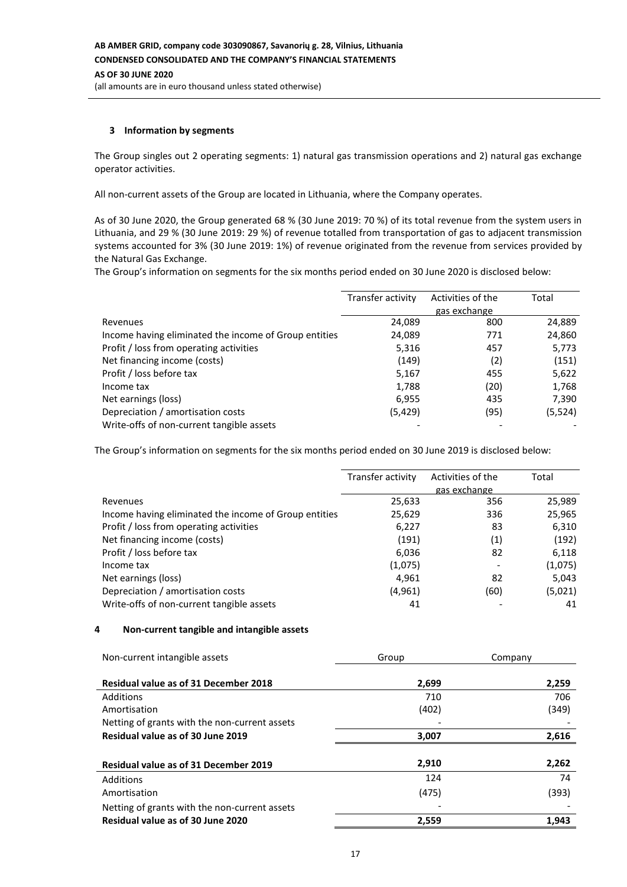### 3 Information by segments

The Group singles out 2 operating segments: 1) natural gas transmission operations and 2) natural gas exchange operator activities.

All non-current assets of the Group are located in Lithuania, where the Company operates.

As of 30 June 2020, the Group generated 68 % (30 June 2019: 70 %) of its total revenue from the system users in Lithuania, and 29 % (30 June 2019: 29 %) of revenue totalled from transportation of gas to adjacent transmission systems accounted for 3% (30 June 2019: 1%) of revenue originated from the revenue from services provided by the Natural Gas Exchange.

The Group's information on segments for the six months period ended on 30 June 2020 is disclosed below:

| | Transfer activity | Activities of the gas exchange | Total |
|---|---|---|---|
| Revenues | 24,089 | 800 | 24,889 |
| Income having eliminated the income of Group entities | 24,089 | 771 | 24,860 |
| Profit / loss from operating activities | 5,316 | 457 | 5,773 |
| Net financing income (costs) | (149) | (2) | (151) |
| Profit / loss before tax | 5,167 | 455 | 5,622 |
| Income tax | 1,788 | (20) | 1,768 |
| Net earnings (loss) | 6,955 | 435 | 7,390 |
| Depreciation / amortisation costs | (5,429) | (95) | (5,524) |
| Write-offs of non-current tangible assets | - | - | - |

The Group's information on segments for the six months period ended on 30 June 2019 is disclosed below:

| | Transfer activity | Activities of the gas exchange | Total |
|---|---|---|---|
| Revenues | 25,633 | 356 | 25,989 |
| Income having eliminated the income of Group entities | 25,629 | 336 | 25,965 |
| Profit / loss from operating activities | 6,227 | 83 | 6,310 |
| Net financing income (costs) | (191) | (1) | (192) |
| Profit / loss before tax | 6,036 | 82 | 6,118 |
| Income tax | (1,075) | - | (1,075) |
| Net earnings (loss) | 4,961 | 82 | 5,043 |
| Depreciation / amortisation costs | (4,961) | (60) | (5,021) |
| Write-offs of non-current tangible assets | 41 | - | 41 |

### 4 Non-current tangible and intangible assets

| Non-current intangible assets | Group | Company |
|---|---|---|
| **Residual value as of 31 December 2018** | **2,699** | **2,259** |
| Additions | 710 | 706 |
| Amortisation | (402) | (349) |
| Netting of grants with the non-current assets | - | - |
| **Residual value as of 30 June 2019** | **3,007** | **2,616** |
| **Residual value as of 31 December 2019** | **2,910** | **2,262** |
| Additions | 124 | 74 |
| Amortisation | (475) | (393) |
| Netting of grants with the non-current assets | - | - |
| **Residual value as of 30 June 2020** | **2,559** | **1,943** |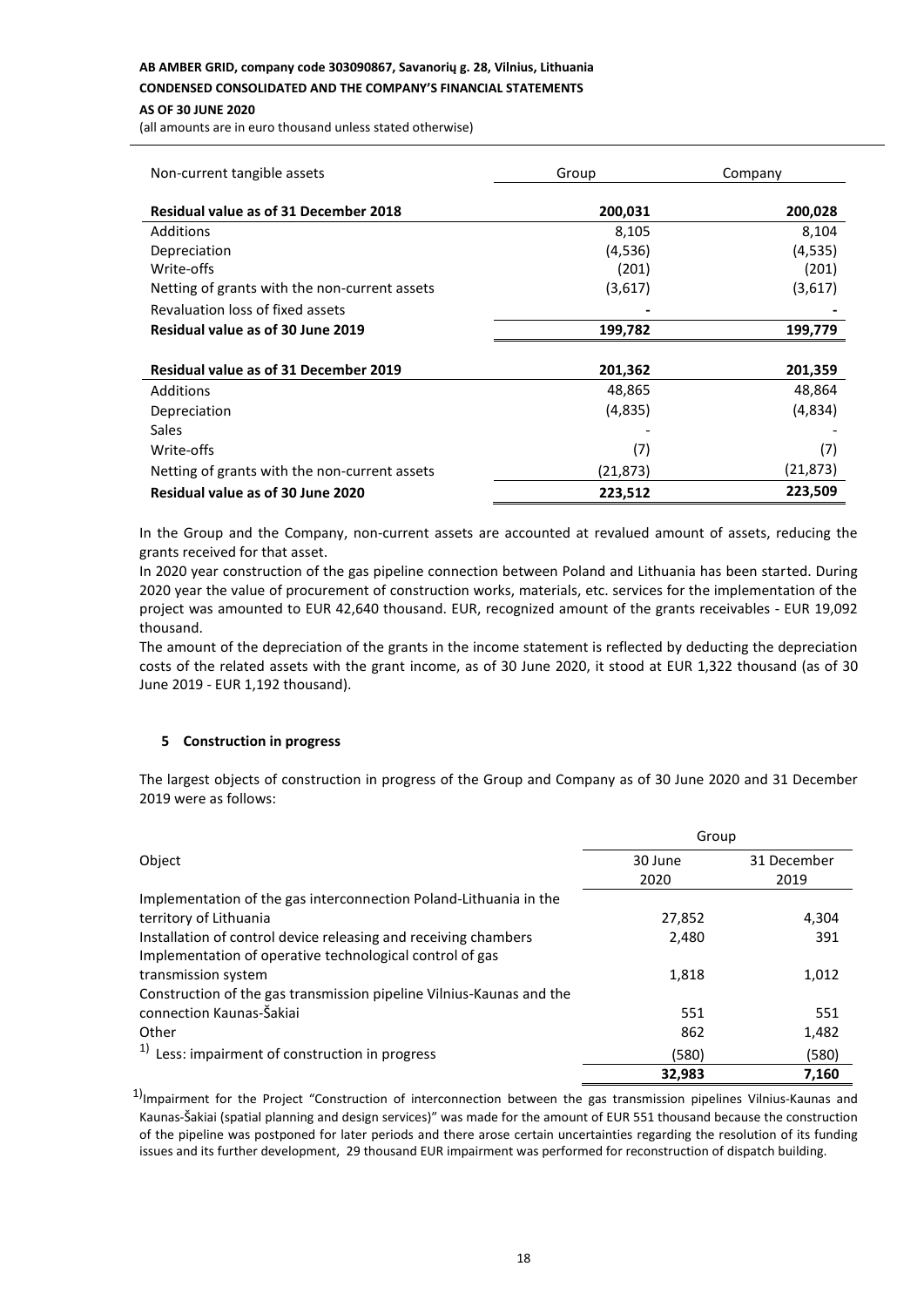| Non-current tangible assets | Group | Company |
|---|---|---|
| **Residual value as of 31 December 2018** | **200,031** | **200,028** |
| Additions | 8,105 | 8,104 |
| Depreciation | (4,536) | (4,535) |
| Write-offs | (201) | (201) |
| Netting of grants with the non-current assets | (3,617) | (3,617) |
| Revaluation loss of fixed assets | - | - |
| **Residual value as of 30 June 2019** | **199,782** | **199,779** |
| | | |
| **Residual value as of 31 December 2019** | **201,362** | **201,359** |
| Additions | 48,865 | 48,864 |
| Depreciation | (4,835) | (4,834) |
| Sales | - | - |
| Write-offs | (7) | (7) |
| Netting of grants with the non-current assets | (21,873) | (21,873) |
| **Residual value as of 30 June 2020** | **223,512** | **223,509** |

In the Group and the Company, non-current assets are accounted at revalued amount of assets, reducing the grants received for that asset.

In 2020 year construction of the gas pipeline connection between Poland and Lithuania has been started. During 2020 year the value of procurement of construction works, materials, etc. services for the implementation of the project was amounted to EUR 42,640 thousand. EUR, recognized amount of the grants receivables - EUR 19,092 thousand.

The amount of the depreciation of the grants in the income statement is reflected by deducting the depreciation costs of the related assets with the grant income, as of 30 June 2020, it stood at EUR 1,322 thousand (as of 30 June 2019 - EUR 1,192 thousand).

## 5 Construction in progress

The largest objects of construction in progress of the Group and Company as of 30 June 2020 and 31 December 2019 were as follows:

| Object | Group | |
|---|---|---|
| | 30 June 2020 | 31 December 2019 |
| Implementation of the gas interconnection Poland-Lithuania in the territory of Lithuania | 27,852 | 4,304 |
| Installation of control device releasing and receiving chambers | 2,480 | 391 |
| Implementation of operative technological control of gas transmission system | 1,818 | 1,012 |
| Construction of the gas transmission pipeline Vilnius-Kaunas and the connection Kaunas-Šakiai | 551 | 551 |
| Other | 862 | 1,482 |
| [1] Less: impairment of construction in progress | (580) | (580) |
| | **32,983** | **7,160** |

[1]Impairment for the Project "Construction of interconnection between the gas transmission pipelines Vilnius-Kaunas and Kaunas-Šakiai (spatial planning and design services)" was made for the amount of EUR 551 thousand because the construction of the pipeline was postponed for later periods and there arose certain uncertainties regarding the resolution of its funding issues and its further development, 29 thousand EUR impairment was performed for reconstruction of dispatch building.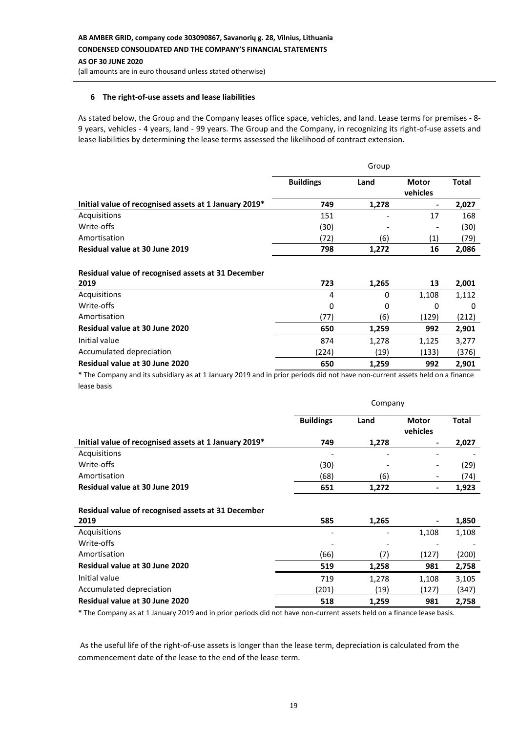## 6 The right-of-use assets and lease liabilities

As stated below, the Group and the Company leases office space, vehicles, and land. Lease terms for premises - 8-9 years, vehicles - 4 years, land - 99 years. The Group and the Company, in recognizing its right-of-use assets and lease liabilities by determining the lease terms assessed the likelihood of contract extension.

| | Group | | | |
|---|---|---|---|---|
| | **Buildings** | **Land** | **Motor vehicles** | **Total** |
| **Initial value of recognised assets at 1 January 2019*** | **749** | **1,278** | **-** | **2,027** |
| Acquisitions | 151 | - | 17 | 168 |
| Write-offs | (30) | - | - | (30) |
| Amortisation | (72) | (6) | (1) | (79) |
| **Residual value at 30 June 2019** | **798** | **1,272** | **16** | **2,086** |
| | | | | |
| **Residual value of recognised assets at 31 December 2019** | **723** | **1,265** | **13** | **2,001** |
| Acquisitions | 4 | 0 | 1,108 | 1,112 |
| Write-offs | 0 | 0 | 0 | 0 |
| Amortisation | (77) | (6) | (129) | (212) |
| **Residual value at 30 June 2020** | **650** | **1,259** | **992** | **2,901** |
| Initial value | 874 | 1,278 | 1,125 | 3,277 |
| Accumulated depreciation | (224) | (19) | (133) | (376) |
| **Residual value at 30 June 2020** | **650** | **1,259** | **992** | **2,901** |

* The Company and its subsidiary as at 1 January 2019 and in prior periods did not have non-current assets held on a finance lease basis

| | Company | | | |
|---|---|---|---|---|
| | **Buildings** | **Land** | **Motor vehicles** | **Total** |
| **Initial value of recognised assets at 1 January 2019*** | **749** | **1,278** | **-** | **2,027** |
| Acquisitions | - | - | - | - |
| Write-offs | (30) | - | - | (29) |
| Amortisation | (68) | (6) | - | (74) |
| **Residual value at 30 June 2019** | **651** | **1,272** | **-** | **1,923** |
| | | | | |
| **Residual value of recognised assets at 31 December 2019** | **585** | **1,265** | **-** | **1,850** |
| Acquisitions | - | - | 1,108 | 1,108 |
| Write-offs | - | - | - | - |
| Amortisation | (66) | (7) | (127) | (200) |
| **Residual value at 30 June 2020** | **519** | **1,258** | **981** | **2,758** |
| Initial value | 719 | 1,278 | 1,108 | 3,105 |
| Accumulated depreciation | (201) | (19) | (127) | (347) |
| **Residual value at 30 June 2020** | **518** | **1,259** | **981** | **2,758** |

* The Company as at 1 January 2019 and in prior periods did not have non-current assets held on a finance lease basis.

As the useful life of the right-of-use assets is longer than the lease term, depreciation is calculated from the commencement date of the lease to the end of the lease term.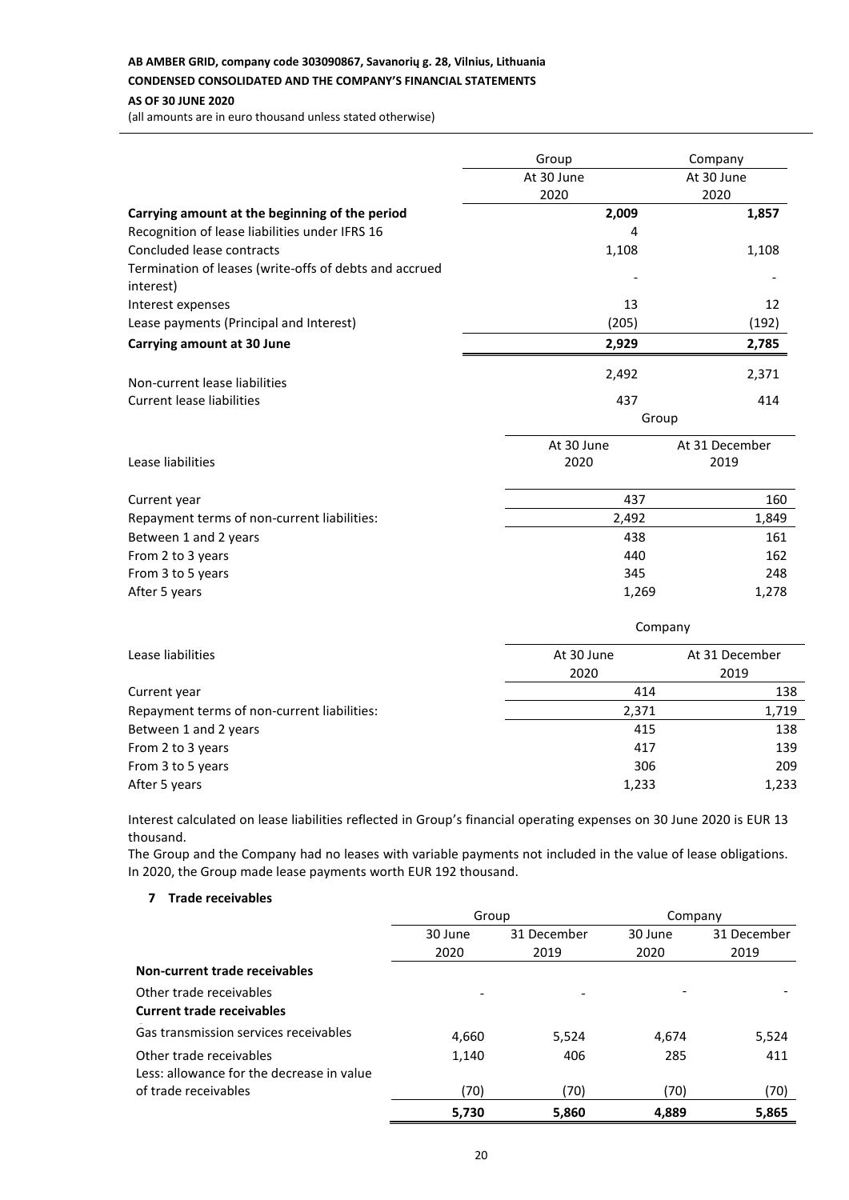|  | Group | Company |
|---|---|---|
|  | At 30 June 2020 | At 30 June 2020 |
| **Carrying amount at the beginning of the period** | **2,009** | **1,857** |
| Recognition of lease liabilities under IFRS 16 | 4 |  |
| Concluded lease contracts | 1,108 | 1,108 |
| Termination of leases (write-offs of debts and accrued interest) | - | - |
| Interest expenses | 13 | 12 |
| Lease payments (Principal and Interest) | (205) | (192) |
| **Carrying amount at 30 June** | **2,929** | **2,785** |
| Non-current lease liabilities | 2,492 | 2,371 |
| Current lease liabilities | 437 | 414 |

|  | Group |  |
|---|---|---|
| Lease liabilities | At 30 June 2020 | At 31 December 2019 |
| Current year | 437 | 160 |
| Repayment terms of non-current liabilities: | 2,492 | 1,849 |
| Between 1 and 2 years | 438 | 161 |
| From 2 to 3 years | 440 | 162 |
| From 3 to 5 years | 345 | 248 |
| After 5 years | 1,269 | 1,278 |

|  | Company |  |
|---|---|---|
| Lease liabilities | At 30 June 2020 | At 31 December 2019 |
| Current year | 414 | 138 |
| Repayment terms of non-current liabilities: | 2,371 | 1,719 |
| Between 1 and 2 years | 415 | 138 |
| From 2 to 3 years | 417 | 139 |
| From 3 to 5 years | 306 | 209 |
| After 5 years | 1,233 | 1,233 |

Interest calculated on lease liabilities reflected in Group's financial operating expenses on 30 June 2020 is EUR 13 thousand.

The Group and the Company had no leases with variable payments not included in the value of lease obligations. In 2020, the Group made lease payments worth EUR 192 thousand.

## 7 Trade receivables

|  | Group |  | Company |  |
|---|---|---|---|---|
|  | 30 June 2020 | 31 December 2019 | 30 June 2020 | 31 December 2019 |
| **Non-current trade receivables** |  |  |  |  |
| Other trade receivables | - | - | - | - |
| **Current trade receivables** |  |  |  |  |
| Gas transmission services receivables | 4,660 | 5,524 | 4,674 | 5,524 |
| Other trade receivables | 1,140 | 406 | 285 | 411 |
| Less: allowance for the decrease in value of trade receivables | (70) | (70) | (70) | (70) |
|  | **5,730** | **5,860** | **4,889** | **5,865** |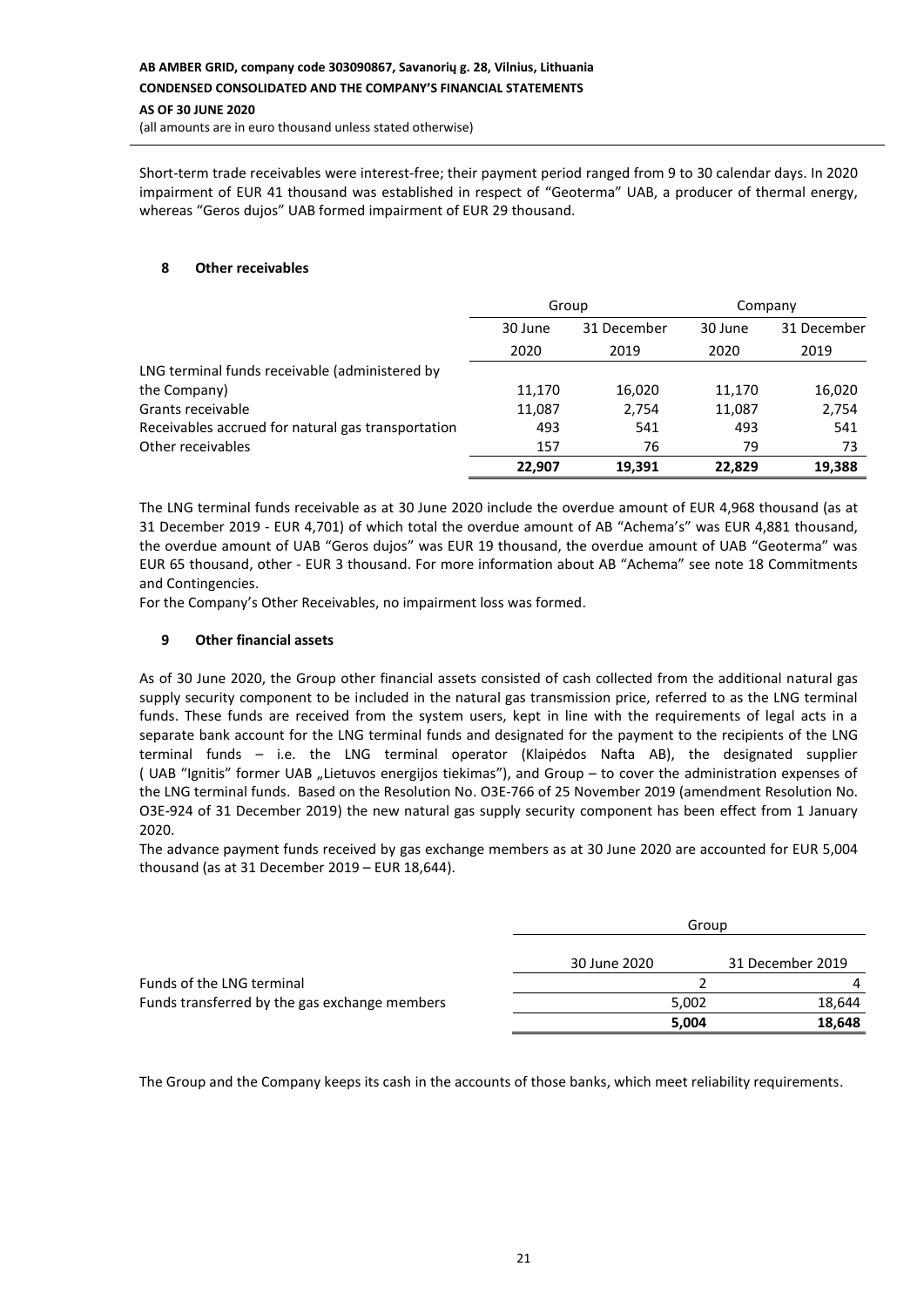Short-term trade receivables were interest-free; their payment period ranged from 9 to 30 calendar days. In 2020 impairment of EUR 41 thousand was established in respect of "Geoterma" UAB, a producer of thermal energy, whereas "Geros dujos" UAB formed impairment of EUR 29 thousand.

## 8 Other receivables

| | Group | | Company | |
|---|---|---|---|---|
| | 30 June 2020 | 31 December 2019 | 30 June 2020 | 31 December 2019 |
| LNG terminal funds receivable (administered by the Company) | 11,170 | 16,020 | 11,170 | 16,020 |
| Grants receivable | 11,087 | 2,754 | 11,087 | 2,754 |
| Receivables accrued for natural gas transportation | 493 | 541 | 493 | 541 |
| Other receivables | 157 | 76 | 79 | 73 |
| | **22,907** | **19,391** | **22,829** | **19,388** |

The LNG terminal funds receivable as at 30 June 2020 include the overdue amount of EUR 4,968 thousand (as at 31 December 2019 - EUR 4,701) of which total the overdue amount of AB "Achema's" was EUR 4,881 thousand, the overdue amount of UAB "Geros dujos" was EUR 19 thousand, the overdue amount of UAB "Geoterma" was EUR 65 thousand, other - EUR 3 thousand. For more information about AB "Achema" see note 18 Commitments and Contingencies.

For the Company's Other Receivables, no impairment loss was formed.

## 9 Other financial assets

As of 30 June 2020, the Group other financial assets consisted of cash collected from the additional natural gas supply security component to be included in the natural gas transmission price, referred to as the LNG terminal funds. These funds are received from the system users, kept in line with the requirements of legal acts in a separate bank account for the LNG terminal funds and designated for the payment to the recipients of the LNG terminal funds – i.e. the LNG terminal operator (Klaipėdos Nafta AB), the designated supplier ( UAB "Ignitis" former UAB „Lietuvos energijos tiekimas"), and Group – to cover the administration expenses of the LNG terminal funds. Based on the Resolution No. O3E-766 of 25 November 2019 (amendment Resolution No. O3E-924 of 31 December 2019) the new natural gas supply security component has been effect from 1 January 2020.

The advance payment funds received by gas exchange members as at 30 June 2020 are accounted for EUR 5,004 thousand (as at 31 December 2019 – EUR 18,644).

| | Group | |
|---|---|---|
| | 30 June 2020 | 31 December 2019 |
| Funds of the LNG terminal | 2 | 4 |
| Funds transferred by the gas exchange members | 5,002 | 18,644 |
| | **5,004** | **18,648** |

The Group and the Company keeps its cash in the accounts of those banks, which meet reliability requirements.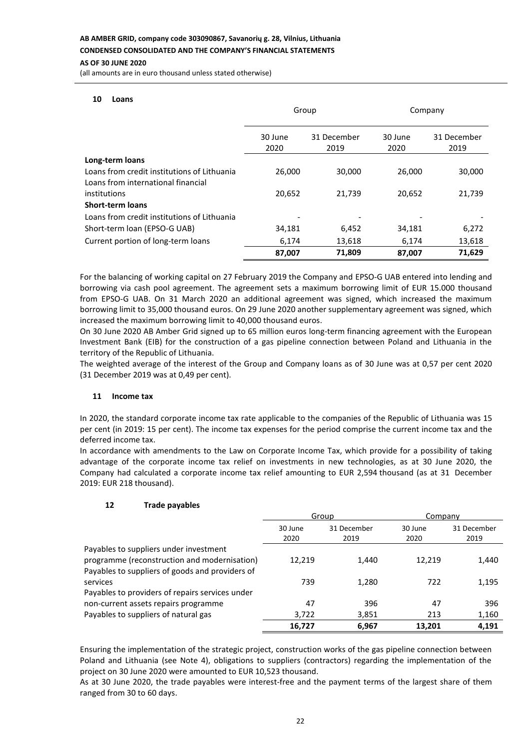## 10 Loans

| | Group | | Company | |
|---|---|---|---|---|
| | 30 June 2020 | 31 December 2019 | 30 June 2020 | 31 December 2019 |
| **Long-term loans** | | | | |
| Loans from credit institutions of Lithuania | 26,000 | 30,000 | 26,000 | 30,000 |
| Loans from international financial institutions | 20,652 | 21,739 | 20,652 | 21,739 |
| **Short-term loans** | | | | |
| Loans from credit institutions of Lithuania | - | - | - | - |
| Short-term loan (EPSO-G UAB) | 34,181 | 6,452 | 34,181 | 6,272 |
| Current portion of long-term loans | 6,174 | 13,618 | 6,174 | 13,618 |
| | **87,007** | **71,809** | **87,007** | **71,629** |

For the balancing of working capital on 27 February 2019 the Company and EPSO-G UAB entered into lending and borrowing via cash pool agreement. The agreement sets a maximum borrowing limit of EUR 15.000 thousand from EPSO-G UAB. On 31 March 2020 an additional agreement was signed, which increased the maximum borrowing limit to 35,000 thousand euros. On 29 June 2020 another supplementary agreement was signed, which increased the maximum borrowing limit to 40,000 thousand euros.

On 30 June 2020 AB Amber Grid signed up to 65 million euros long-term financing agreement with the European Investment Bank (EIB) for the construction of a gas pipeline connection between Poland and Lithuania in the territory of the Republic of Lithuania.

The weighted average of the interest of the Group and Company loans as of 30 June was at 0,57 per cent 2020 (31 December 2019 was at 0,49 per cent).

## 11 Income tax

In 2020, the standard corporate income tax rate applicable to the companies of the Republic of Lithuania was 15 per cent (in 2019: 15 per cent). The income tax expenses for the period comprise the current income tax and the deferred income tax.

In accordance with amendments to the Law on Corporate Income Tax, which provide for a possibility of taking advantage of the corporate income tax relief on investments in new technologies, as at 30 June 2020, the Company had calculated a corporate income tax relief amounting to EUR 2,594 thousand (as at 31 December 2019: EUR 218 thousand).

## 12 Trade payables

| | Group | | Company | |
|---|---|---|---|---|
| | 30 June 2020 | 31 December 2019 | 30 June 2020 | 31 December 2019 |
| Payables to suppliers under investment programme (reconstruction and modernisation) | 12,219 | 1,440 | 12,219 | 1,440 |
| Payables to suppliers of goods and providers of services | 739 | 1,280 | 722 | 1,195 |
| Payables to providers of repairs services under non-current assets repairs programme | 47 | 396 | 47 | 396 |
| Payables to suppliers of natural gas | 3,722 | 3,851 | 213 | 1,160 |
| | **16,727** | **6,967** | **13,201** | **4,191** |

Ensuring the implementation of the strategic project, construction works of the gas pipeline connection between Poland and Lithuania (see Note 4), obligations to suppliers (contractors) regarding the implementation of the project on 30 June 2020 were amounted to EUR 10,523 thousand.

As at 30 June 2020, the trade payables were interest-free and the payment terms of the largest share of them ranged from 30 to 60 days.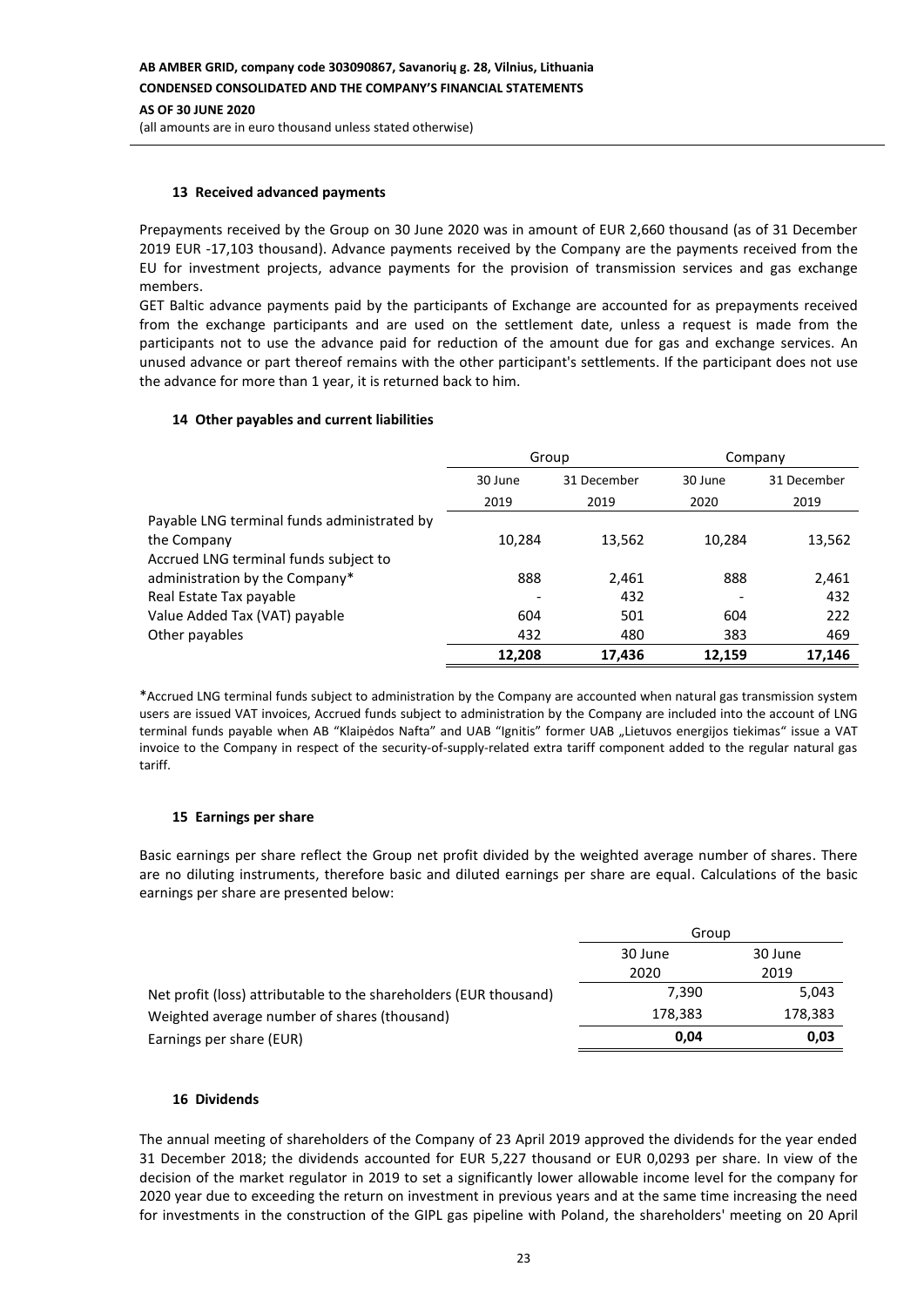### 13 Received advanced payments

Prepayments received by the Group on 30 June 2020 was in amount of EUR 2,660 thousand (as of 31 December 2019 EUR -17,103 thousand). Advance payments received by the Company are the payments received from the EU for investment projects, advance payments for the provision of transmission services and gas exchange members.

GET Baltic advance payments paid by the participants of Exchange are accounted for as prepayments received from the exchange participants and are used on the settlement date, unless a request is made from the participants not to use the advance paid for reduction of the amount due for gas and exchange services. An unused advance or part thereof remains with the other participant's settlements. If the participant does not use the advance for more than 1 year, it is returned back to him.

### 14 Other payables and current liabilities

| | Group | | Company | |
|---|---|---|---|---|
| | 30 June 2019 | 31 December 2019 | 30 June 2020 | 31 December 2019 |
| Payable LNG terminal funds administrated by the Company | 10,284 | 13,562 | 10,284 | 13,562 |
| Accrued LNG terminal funds subject to administration by the Company* | 888 | 2,461 | 888 | 2,461 |
| Real Estate Tax payable | - | 432 | - | 432 |
| Value Added Tax (VAT) payable | 604 | 501 | 604 | 222 |
| Other payables | 432 | 480 | 383 | 469 |
| | **12,208** | **17,436** | **12,159** | **17,146** |

*Accrued LNG terminal funds subject to administration by the Company are accounted when natural gas transmission system users are issued VAT invoices, Accrued funds subject to administration by the Company are included into the account of LNG terminal funds payable when AB "Klaipėdos Nafta" and UAB "Ignitis" former UAB „Lietuvos energijos tiekimas" issue a VAT invoice to the Company in respect of the security-of-supply-related extra tariff component added to the regular natural gas tariff.

### 15 Earnings per share

Basic earnings per share reflect the Group net profit divided by the weighted average number of shares. There are no diluting instruments, therefore basic and diluted earnings per share are equal. Calculations of the basic earnings per share are presented below:

| | Group | |
|---|---|---|
| | 30 June 2020 | 30 June 2019 |
| Net profit (loss) attributable to the shareholders (EUR thousand) | 7,390 | 5,043 |
| Weighted average number of shares (thousand) | 178,383 | 178,383 |
| Earnings per share (EUR) | **0,04** | **0,03** |

### 16 Dividends

The annual meeting of shareholders of the Company of 23 April 2019 approved the dividends for the year ended 31 December 2018; the dividends accounted for EUR 5,227 thousand or EUR 0,0293 per share. In view of the decision of the market regulator in 2019 to set a significantly lower allowable income level for the company for 2020 year due to exceeding the return on investment in previous years and at the same time increasing the need for investments in the construction of the GIPL gas pipeline with Poland, the shareholders' meeting on 20 April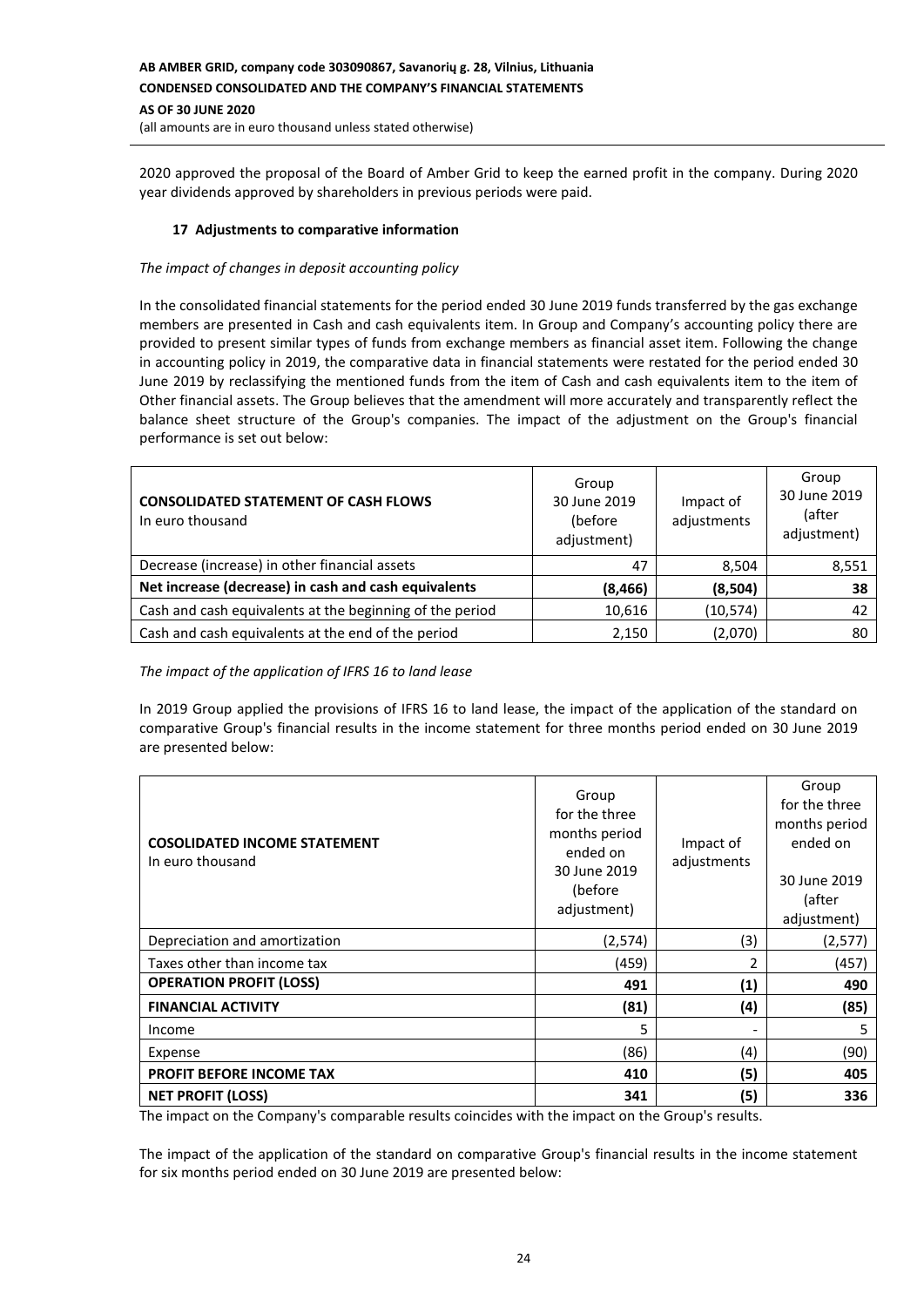2020 approved the proposal of the Board of Amber Grid to keep the earned profit in the company. During 2020 year dividends approved by shareholders in previous periods were paid.

### 17 Adjustments to comparative information

*The impact of changes in deposit accounting policy*

In the consolidated financial statements for the period ended 30 June 2019 funds transferred by the gas exchange members are presented in Cash and cash equivalents item. In Group and Company's accounting policy there are provided to present similar types of funds from exchange members as financial asset item. Following the change in accounting policy in 2019, the comparative data in financial statements were restated for the period ended 30 June 2019 by reclassifying the mentioned funds from the item of Cash and cash equivalents item to the item of Other financial assets. The Group believes that the amendment will more accurately and transparently reflect the balance sheet structure of the Group's companies. The impact of the adjustment on the Group's financial performance is set out below:

| **CONSOLIDATED STATEMENT OF CASH FLOWS**<br>In euro thousand | Group<br>30 June 2019<br>(before adjustment) | Impact of adjustments | Group<br>30 June 2019<br>(after adjustment) |
|---|---|---|---|
| Decrease (increase) in other financial assets | 47 | 8,504 | 8,551 |
| **Net increase (decrease) in cash and cash equivalents** | **(8,466)** | **(8,504)** | **38** |
| Cash and cash equivalents at the beginning of the period | 10,616 | (10,574) | 42 |
| Cash and cash equivalents at the end of the period | 2,150 | (2,070) | 80 |

*The impact of the application of IFRS 16 to land lease*

In 2019 Group applied the provisions of IFRS 16 to land lease, the impact of the application of the standard on comparative Group's financial results in the income statement for three months period ended on 30 June 2019 are presented below:

| **COSOLIDATED INCOME STATEMENT**<br>In euro thousand | Group for the three months period ended on 30 June 2019 (before adjustment) | Impact of adjustments | Group for the three months period ended on 30 June 2019 (after adjustment) |
|---|---|---|---|
| Depreciation and amortization | (2,574) | (3) | (2,577) |
| Taxes other than income tax | (459) | 2 | (457) |
| **OPERATION PROFIT (LOSS)** | **491** | **(1)** | **490** |
| **FINANCIAL ACTIVITY** | **(81)** | **(4)** | **(85)** |
| Income | 5 | - | 5 |
| Expense | (86) | (4) | (90) |
| **PROFIT BEFORE INCOME TAX** | **410** | **(5)** | **405** |
| **NET PROFIT (LOSS)** | **341** | **(5)** | **336** |

The impact on the Company's comparable results coincides with the impact on the Group's results.

The impact of the application of the standard on comparative Group's financial results in the income statement for six months period ended on 30 June 2019 are presented below: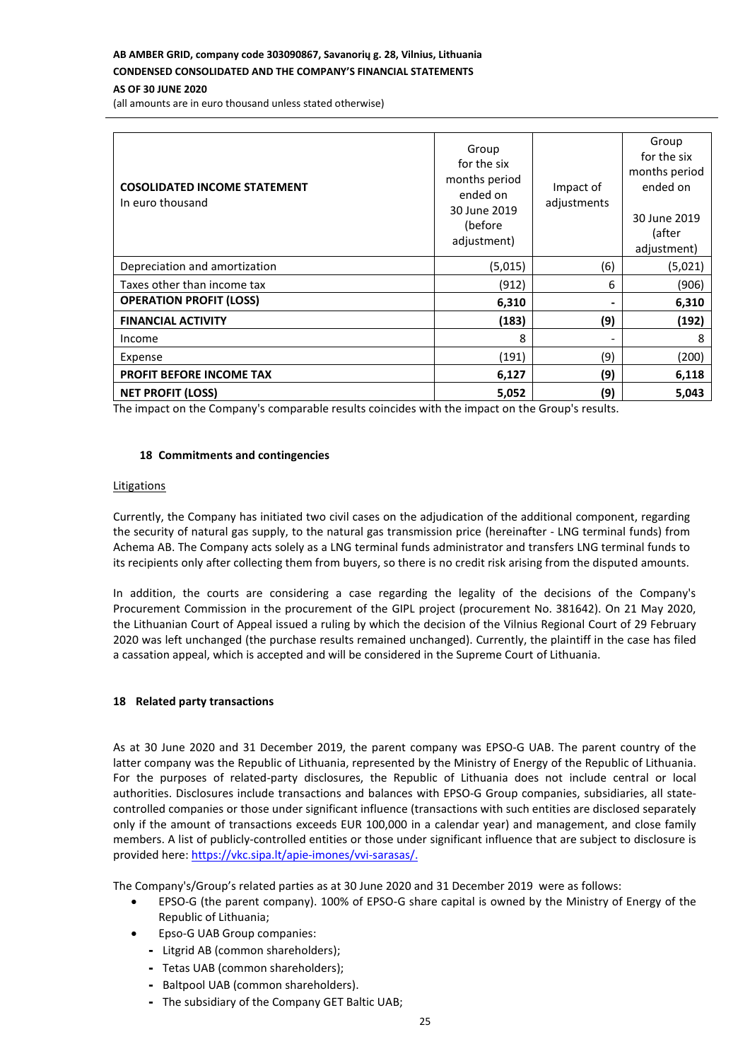| **COSOLIDATED INCOME STATEMENT** In euro thousand | Group for the six months period ended on 30 June 2019 (before adjustment) | Impact of adjustments | Group for the six months period ended on 30 June 2019 (after adjustment) |
|---|---|---|---|
| Depreciation and amortization | (5,015) | (6) | (5,021) |
| Taxes other than income tax | (912) | 6 | (906) |
| **OPERATION PROFIT (LOSS)** | **6,310** | **-** | **6,310** |
| **FINANCIAL ACTIVITY** | **(183)** | **(9)** | **(192)** |
| Income | 8 | - | 8 |
| Expense | (191) | (9) | (200) |
| **PROFIT BEFORE INCOME TAX** | **6,127** | **(9)** | **6,118** |
| **NET PROFIT (LOSS)** | **5,052** | **(9)** | **5,043** |

The impact on the Company's comparable results coincides with the impact on the Group's results.

## 18 Commitments and contingencies

Litigations

Currently, the Company has initiated two civil cases on the adjudication of the additional component, regarding the security of natural gas supply, to the natural gas transmission price (hereinafter - LNG terminal funds) from Achema AB. The Company acts solely as a LNG terminal funds administrator and transfers LNG terminal funds to its recipients only after collecting them from buyers, so there is no credit risk arising from the disputed amounts.

In addition, the courts are considering a case regarding the legality of the decisions of the Company's Procurement Commission in the procurement of the GIPL project (procurement No. 381642). On 21 May 2020, the Lithuanian Court of Appeal issued a ruling by which the decision of the Vilnius Regional Court of 29 February 2020 was left unchanged (the purchase results remained unchanged). Currently, the plaintiff in the case has filed a cassation appeal, which is accepted and will be considered in the Supreme Court of Lithuania.

## 18 Related party transactions

As at 30 June 2020 and 31 December 2019, the parent company was EPSO-G UAB. The parent country of the latter company was the Republic of Lithuania, represented by the Ministry of Energy of the Republic of Lithuania. For the purposes of related-party disclosures, the Republic of Lithuania does not include central or local authorities. Disclosures include transactions and balances with EPSO-G Group companies, subsidiaries, all state-controlled companies or those under significant influence (transactions with such entities are disclosed separately only if the amount of transactions exceeds EUR 100,000 in a calendar year) and management, and close family members. A list of publicly-controlled entities or those under significant influence that are subject to disclosure is provided here: https://vkc.sipa.lt/apie-imones/vvi-sarasas/.

The Company's/Group's related parties as at 30 June 2020 and 31 December 2019 were as follows:

- EPSO-G (the parent company). 100% of EPSO-G share capital is owned by the Ministry of Energy of the Republic of Lithuania;
- Epso-G UAB Group companies:
  - Litgrid AB (common shareholders);
  - Tetas UAB (common shareholders);
  - Baltpool UAB (common shareholders).
  - The subsidiary of the Company GET Baltic UAB;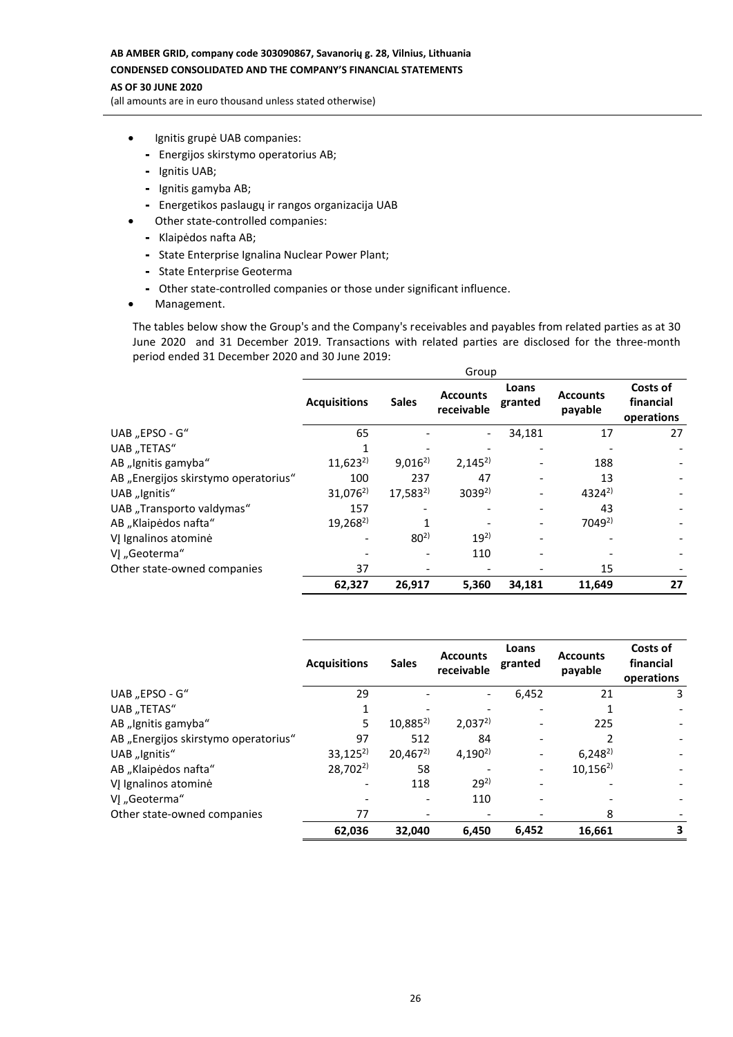- Ignitis grupė UAB companies:
  - Energijos skirstymo operatorius AB;
  - Ignitis UAB;
  - Ignitis gamyba AB;
  - Energetikos paslaugų ir rangos organizacija UAB
- Other state-controlled companies:
  - Klaipėdos nafta AB;
  - State Enterprise Ignalina Nuclear Power Plant;
  - State Enterprise Geoterma
  - Other state-controlled companies or those under significant influence.
- Management.

The tables below show the Group's and the Company's receivables and payables from related parties as at 30 June 2020 and 31 December 2019. Transactions with related parties are disclosed for the three-month period ended 31 December 2020 and 30 June 2019:

| | Group | | | | | |
|---|---|---|---|---|---|---|
| | **Acquisitions** | **Sales** | **Accounts receivable** | **Loans granted** | **Accounts payable** | **Costs of financial operations** |
| UAB „EPSO - G“ | 65 | - | - | 34,181 | 17 | 27 |
| UAB „TETAS“ | 1 | - | - | - | - | - |
| AB „Ignitis gamyba“ | 11,623 2) | 9,016 2) | 2,145 2) | - | 188 | - |
| AB „Energijos skirstymo operatorius“ | 100 | 237 | 47 | - | 13 | - |
| UAB „Ignitis“ | 31,076 2) | 17,583 2) | 3039 2) | - | 4324 2) | - |
| UAB „Transporto valdymas“ | 157 | - | - | - | 43 | - |
| AB „Klaipėdos nafta“ | 19,268 2) | 1 | - | - | 7049 2) | - |
| VĮ Ignalinos atominė | - | 80 2) | 19 2) | - | - | - |
| VĮ „Geoterma“ | - | - | 110 | - | - | - |
| Other state-owned companies | 37 | - | - | - | 15 | - |
| | **62,327** | **26,917** | **5,360** | **34,181** | **11,649** | **27** |

| | **Acquisitions** | **Sales** | **Accounts receivable** | **Loans granted** | **Accounts payable** | **Costs of financial operations** |
|---|---|---|---|---|---|---|
| UAB „EPSO - G“ | 29 | - | - | 6,452 | 21 | 3 |
| UAB „TETAS“ | 1 | - | - | - | 1 | - |
| AB „Ignitis gamyba“ | 5 | 10,885 2) | 2,037 2) | - | 225 | - |
| AB „Energijos skirstymo operatorius“ | 97 | 512 | 84 | - | 2 | - |
| UAB „Ignitis“ | 33,125 2) | 20,467 2) | 4,190 2) | - | 6,248 2) | - |
| AB „Klaipėdos nafta“ | 28,702 2) | 58 | - | - | 10,156 2) | - |
| VĮ Ignalinos atominė | - | 118 | 29 2) | - | - | - |
| VĮ „Geoterma“ | - | - | 110 | - | - | - |
| Other state-owned companies | 77 | - | - | - | 8 | - |
| | **62,036** | **32,040** | **6,450** | **6,452** | **16,661** | **3** |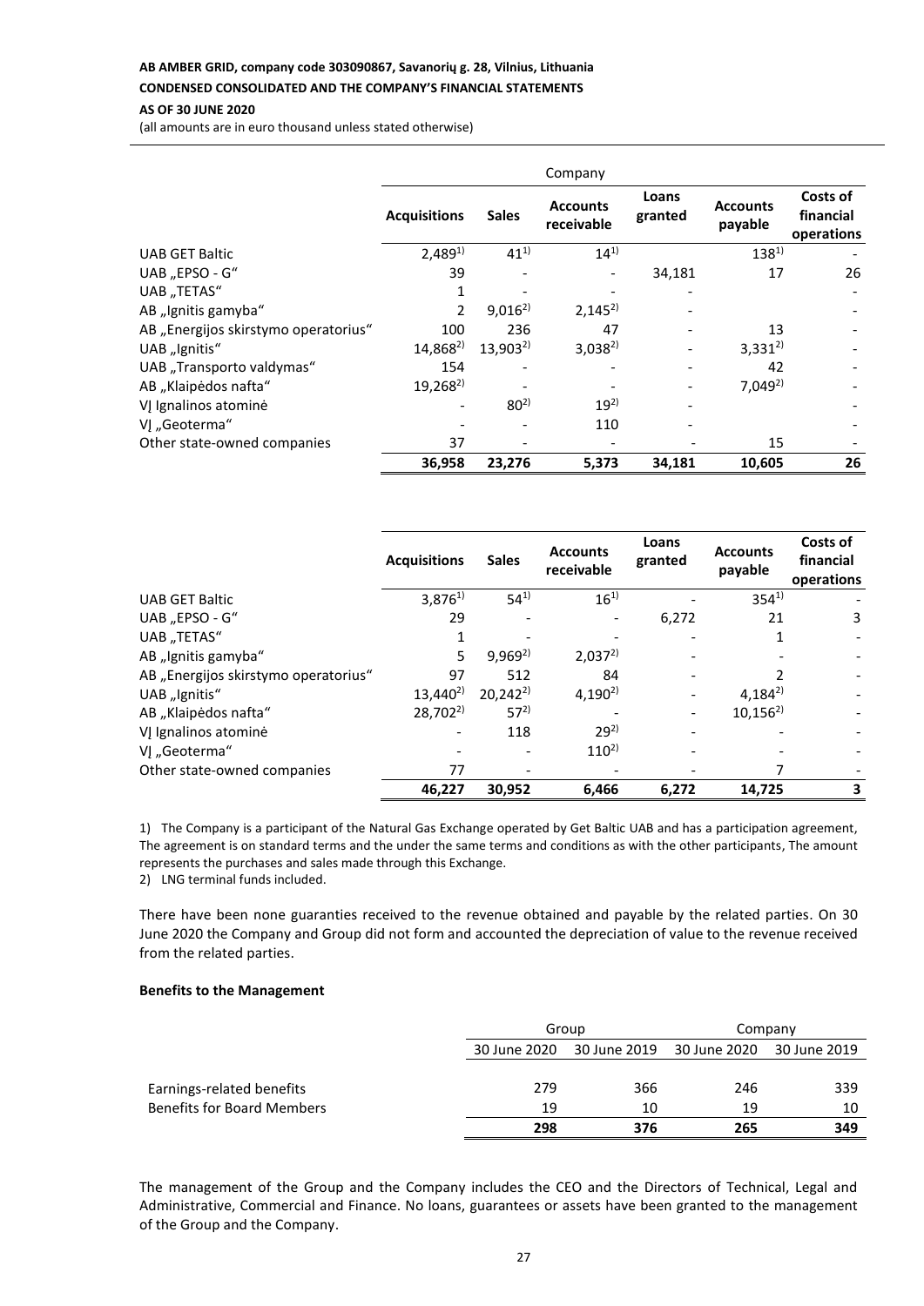| | Company | | | | | |
|---|---|---|---|---|---|---|
| | **Acquisitions** | **Sales** | **Accounts receivable** | **Loans granted** | **Accounts payable** | **Costs of financial operations** |
| UAB GET Baltic | 2,489[1)] | 41[1)] | 14[1)] | | 138[1)] | - |
| UAB „EPSO - G" | 39 | - | - | 34,181 | 17 | 26 |
| UAB „TETAS" | 1 | - | - | - | | - |
| AB „Ignitis gamyba" | 2 | 9,016[2)] | 2,145[2)] | - | | - |
| AB „Energijos skirstymo operatorius" | 100 | 236 | 47 | - | 13 | - |
| UAB „Ignitis" | 14,868[2)] | 13,903[2)] | 3,038[2)] | - | 3,331[2)] | - |
| UAB „Transporto valdymas" | 154 | - | - | - | 42 | - |
| AB „Klaipėdos nafta" | 19,268[2)] | - | - | - | 7,049[2)] | - |
| VĮ Ignalinos atominė | - | 80[2)] | 19[2)] | - | | - |
| VĮ „Geoterma" | - | - | 110 | - | | - |
| Other state-owned companies | 37 | - | - | - | 15 | - |
| | **36,958** | **23,276** | **5,373** | **34,181** | **10,605** | **26** |

| | **Acquisitions** | **Sales** | **Accounts receivable** | **Loans granted** | **Accounts payable** | **Costs of financial operations** |
|---|---|---|---|---|---|---|
| UAB GET Baltic | 3,876[1)] | 54[1)] | 16[1)] | - | 354[1)] | - |
| UAB „EPSO - G" | 29 | - | - | 6,272 | 21 | 3 |
| UAB „TETAS" | 1 | - | - | - | 1 | - |
| AB „Ignitis gamyba" | 5 | 9,969[2)] | 2,037[2)] | - | - | - |
| AB „Energijos skirstymo operatorius" | 97 | 512 | 84 | - | 2 | - |
| UAB „Ignitis" | 13,440[2)] | 20,242[2)] | 4,190[2)] | - | 4,184[2)] | - |
| AB „Klaipėdos nafta" | 28,702[2)] | 57[2)] | - | - | 10,156[2)] | - |
| VĮ Ignalinos atominė | - | 118 | 29[2)] | - | - | - |
| VĮ „Geoterma" | - | - | 110[2)] | - | - | - |
| Other state-owned companies | 77 | - | - | - | 7 | - |
| | **46,227** | **30,952** | **6,466** | **6,272** | **14,725** | **3** |

1) The Company is a participant of the Natural Gas Exchange operated by Get Baltic UAB and has a participation agreement, The agreement is on standard terms and the under the same terms and conditions as with the other participants, The amount represents the purchases and sales made through this Exchange.
2) LNG terminal funds included.

There have been none guaranties received to the revenue obtained and payable by the related parties. On 30 June 2020 the Company and Group did not form and accounted the depreciation of value to the revenue received from the related parties.

**Benefits to the Management**

| | Group | | Company | |
|---|---|---|---|---|
| | 30 June 2020 | 30 June 2019 | 30 June 2020 | 30 June 2019 |
| Earnings-related benefits | 279 | 366 | 246 | 339 |
| Benefits for Board Members | 19 | 10 | 19 | 10 |
| | **298** | **376** | **265** | **349** |

The management of the Group and the Company includes the CEO and the Directors of Technical, Legal and Administrative, Commercial and Finance. No loans, guarantees or assets have been granted to the management of the Group and the Company.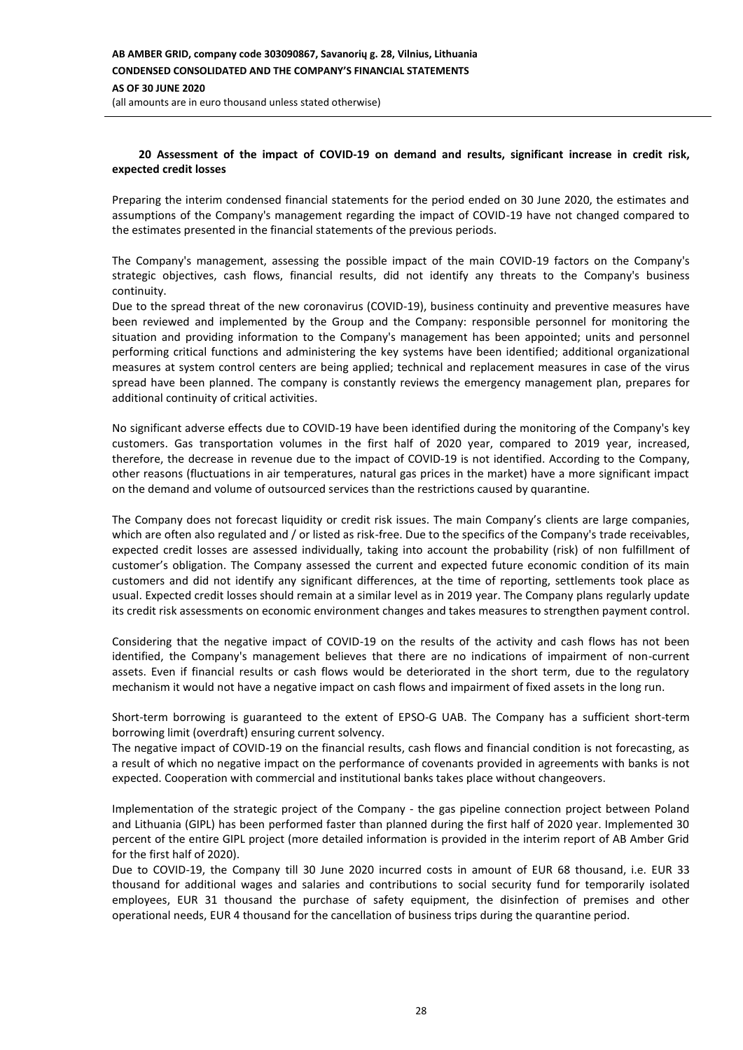## 20 Assessment of the impact of COVID-19 on demand and results, significant increase in credit risk, expected credit losses

Preparing the interim condensed financial statements for the period ended on 30 June 2020, the estimates and assumptions of the Company's management regarding the impact of COVID-19 have not changed compared to the estimates presented in the financial statements of the previous periods.

The Company's management, assessing the possible impact of the main COVID-19 factors on the Company's strategic objectives, cash flows, financial results, did not identify any threats to the Company's business continuity.

Due to the spread threat of the new coronavirus (COVID-19), business continuity and preventive measures have been reviewed and implemented by the Group and the Company: responsible personnel for monitoring the situation and providing information to the Company's management has been appointed; units and personnel performing critical functions and administering the key systems have been identified; additional organizational measures at system control centers are being applied; technical and replacement measures in case of the virus spread have been planned. The company is constantly reviews the emergency management plan, prepares for additional continuity of critical activities.

No significant adverse effects due to COVID-19 have been identified during the monitoring of the Company's key customers. Gas transportation volumes in the first half of 2020 year, compared to 2019 year, increased, therefore, the decrease in revenue due to the impact of COVID-19 is not identified. According to the Company, other reasons (fluctuations in air temperatures, natural gas prices in the market) have a more significant impact on the demand and volume of outsourced services than the restrictions caused by quarantine.

The Company does not forecast liquidity or credit risk issues. The main Company's clients are large companies, which are often also regulated and / or listed as risk-free. Due to the specifics of the Company's trade receivables, expected credit losses are assessed individually, taking into account the probability (risk) of non fulfillment of customer's obligation. The Company assessed the current and expected future economic condition of its main customers and did not identify any significant differences, at the time of reporting, settlements took place as usual. Expected credit losses should remain at a similar level as in 2019 year. The Company plans regularly update its credit risk assessments on economic environment changes and takes measures to strengthen payment control.

Considering that the negative impact of COVID-19 on the results of the activity and cash flows has not been identified, the Company's management believes that there are no indications of impairment of non-current assets. Even if financial results or cash flows would be deteriorated in the short term, due to the regulatory mechanism it would not have a negative impact on cash flows and impairment of fixed assets in the long run.

Short-term borrowing is guaranteed to the extent of EPSO-G UAB. The Company has a sufficient short-term borrowing limit (overdraft) ensuring current solvency.

The negative impact of COVID-19 on the financial results, cash flows and financial condition is not forecasting, as a result of which no negative impact on the performance of covenants provided in agreements with banks is not expected. Cooperation with commercial and institutional banks takes place without changeovers.

Implementation of the strategic project of the Company - the gas pipeline connection project between Poland and Lithuania (GIPL) has been performed faster than planned during the first half of 2020 year. Implemented 30 percent of the entire GIPL project (more detailed information is provided in the interim report of AB Amber Grid for the first half of 2020).

Due to COVID-19, the Company till 30 June 2020 incurred costs in amount of EUR 68 thousand, i.e. EUR 33 thousand for additional wages and salaries and contributions to social security fund for temporarily isolated employees, EUR 31 thousand the purchase of safety equipment, the disinfection of premises and other operational needs, EUR 4 thousand for the cancellation of business trips during the quarantine period.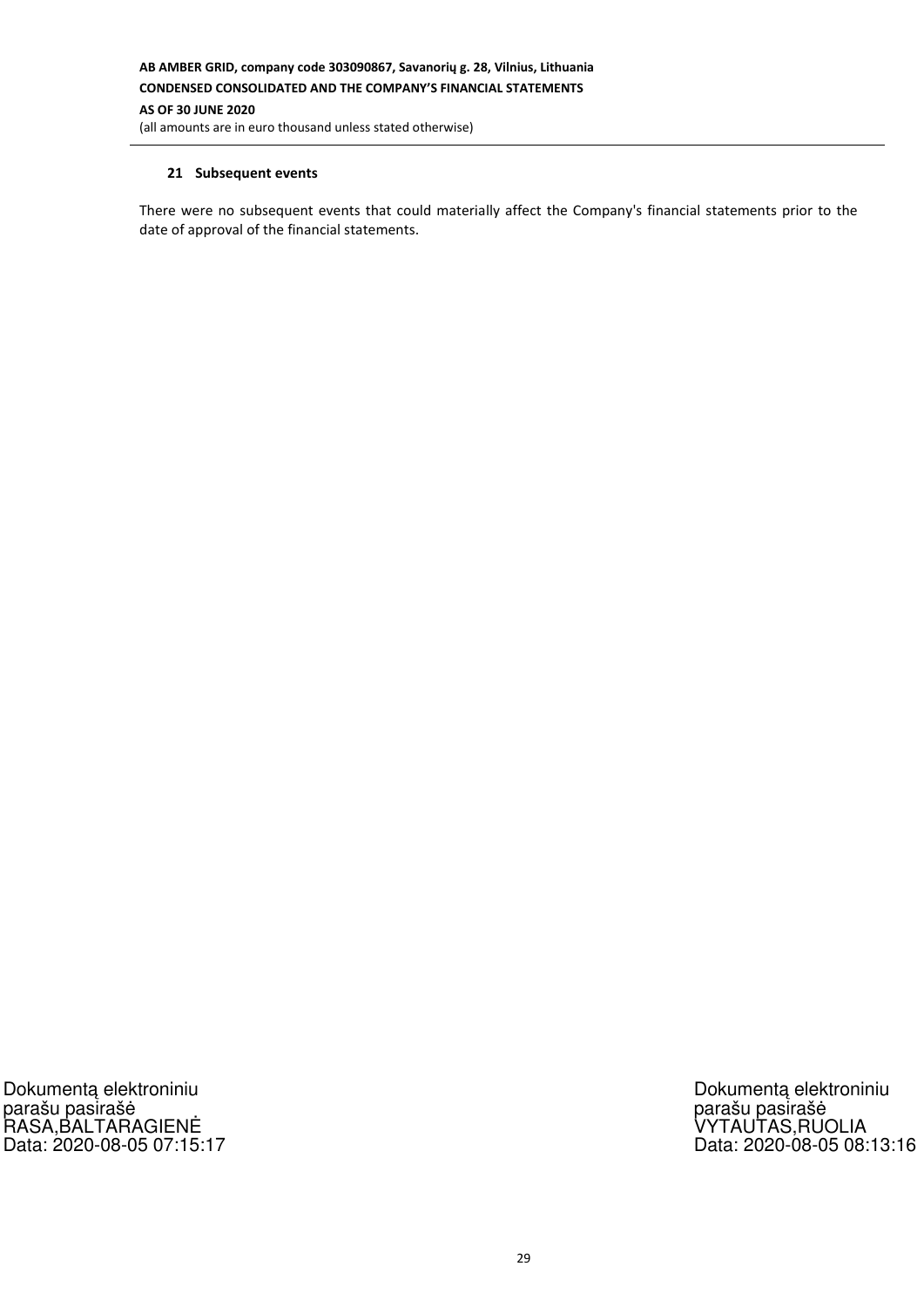## 21 Subsequent events

There were no subsequent events that could materially affect the Company's financial statements prior to the date of approval of the financial statements.

Dokumentą elektroniniu parašu pasirašė RASA,BALTARAGIENĖ Data: 2020-08-05 07:15:17

Dokumentą elektroniniu parašu pasirašė VYTAUTAS,RUOLIA Data: 2020-08-05 08:13:16